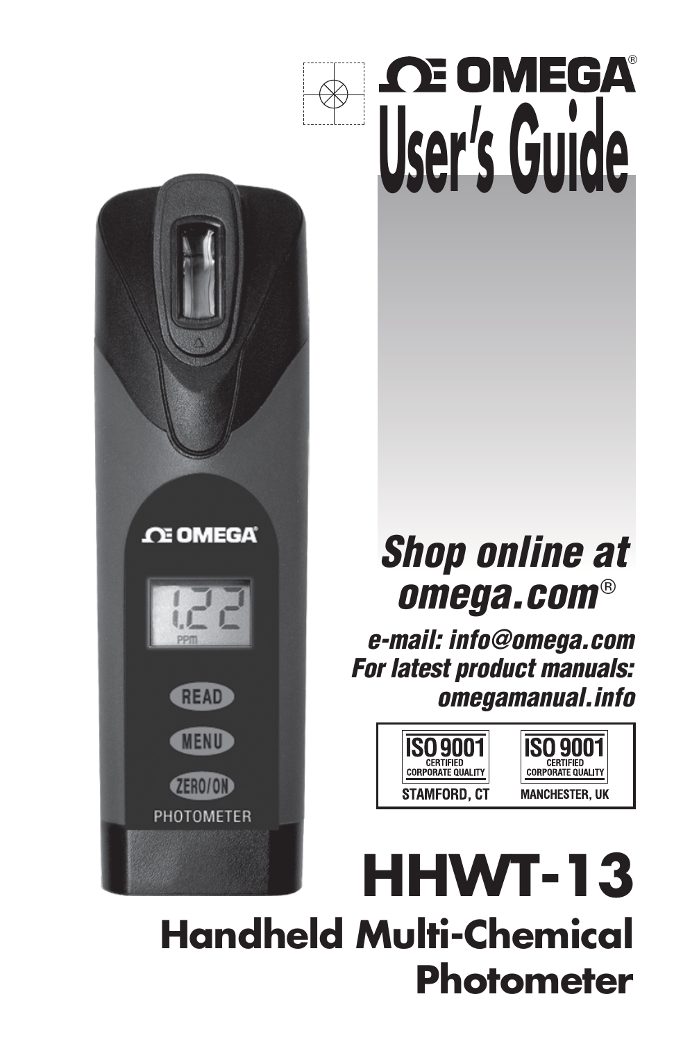# OMEGA®

# User's Guide

***Shop online at omega.com®***

***e-mail: info@omega.com***
***For latest product manuals: omegamanual.info***

ISO 9001 CERTIFIED CORPORATE QUALITY — STAMFORD, CT

ISO 9001 CERTIFIED CORPORATE QUALITY — MANCHESTER, UK

# HHWT-13

## Handheld Multi-Chemical Photometer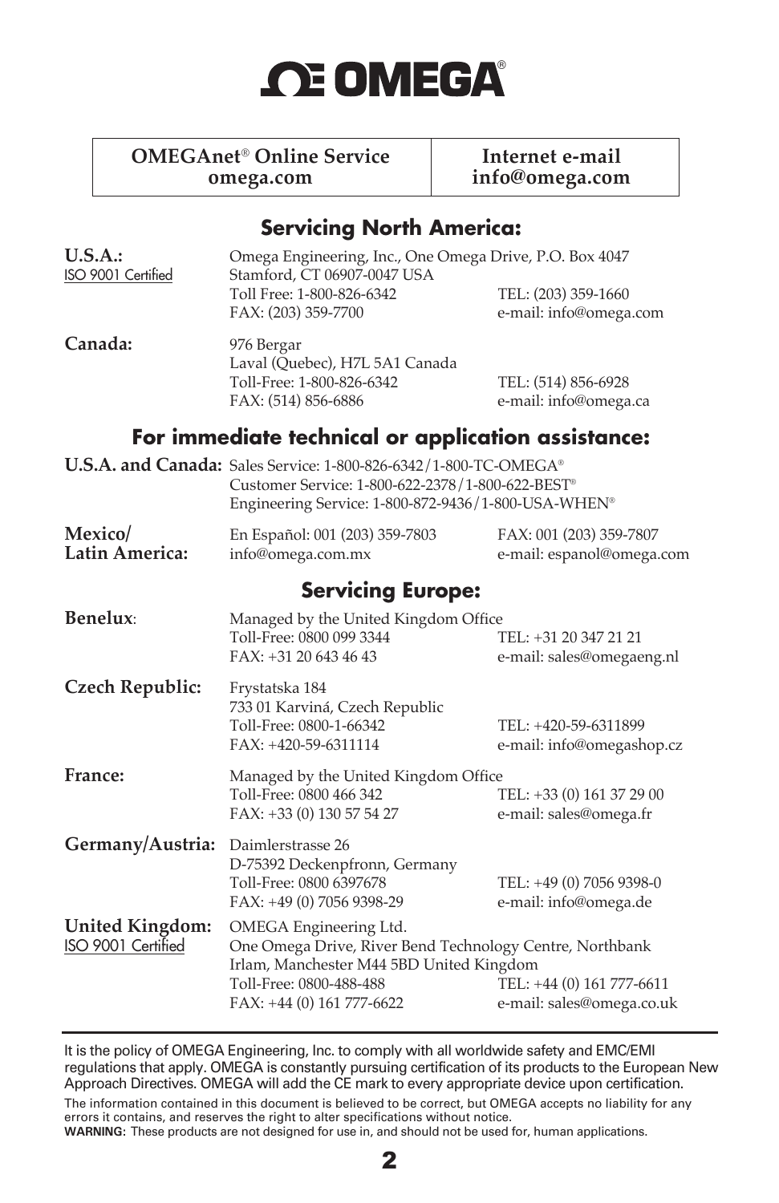# OMEGA®

| OMEGAnet® Online Service omega.com | Internet e-mail info@omega.com |
|---|---|

## Servicing North America:

**U.S.A.:**
ISO 9001 Certified

Omega Engineering, Inc., One Omega Drive, P.O. Box 4047
Stamford, CT 06907-0047 USA
Toll Free: 1-800-826-6342 TEL: (203) 359-1660
FAX: (203) 359-7700 e-mail: info@omega.com

**Canada:**

976 Bergar
Laval (Quebec), H7L 5A1 Canada
Toll-Free: 1-800-826-6342 TEL: (514) 856-6928
FAX: (514) 856-6886 e-mail: info@omega.ca

## For immediate technical or application assistance:

**U.S.A. and Canada:**

Sales Service: 1-800-826-6342/1-800-TC-OMEGA®
Customer Service: 1-800-622-2378/1-800-622-BEST®
Engineering Service: 1-800-872-9436/1-800-USA-WHEN®

**Mexico/ Latin America:**

En Español: 001 (203) 359-7803 FAX: 001 (203) 359-7807
info@omega.com.mx e-mail: espanol@omega.com

## Servicing Europe:

**Benelux**:

Managed by the United Kingdom Office
Toll-Free: 0800 099 3344 TEL: +31 20 347 21 21
FAX: +31 20 643 46 43 e-mail: sales@omegaeng.nl

**Czech Republic:**

Frystatska 184
733 01 Karviná, Czech Republic
Toll-Free: 0800-1-66342 TEL: +420-59-6311899
FAX: +420-59-6311114 e-mail: info@omegashop.cz

**France:**

Managed by the United Kingdom Office
Toll-Free: 0800 466 342 TEL: +33 (0) 161 37 29 00
FAX: +33 (0) 130 57 54 27 e-mail: sales@omega.fr

**Germany/Austria:**

Daimlerstrasse 26
D-75392 Deckenpfronn, Germany
Toll-Free: 0800 6397678 TEL: +49 (0) 7056 9398-0
FAX: +49 (0) 7056 9398-29 e-mail: info@omega.de

**United Kingdom:**
ISO 9001 Certified

OMEGA Engineering Ltd.
One Omega Drive, River Bend Technology Centre, Northbank
Irlam, Manchester M44 5BD United Kingdom
Toll-Free: 0800-488-488 TEL: +44 (0) 161 777-6611
FAX: +44 (0) 161 777-6622 e-mail: sales@omega.co.uk

---

It is the policy of OMEGA Engineering, Inc. to comply with all worldwide safety and EMC/EMI regulations that apply. OMEGA is constantly pursuing certification of its products to the European New Approach Directives. OMEGA will add the CE mark to every appropriate device upon certification.

The information contained in this document is believed to be correct, but OMEGA accepts no liability for any errors it contains, and reserves the right to alter specifications without notice.

**WARNING:** These products are not designed for use in, and should not be used for, human applications.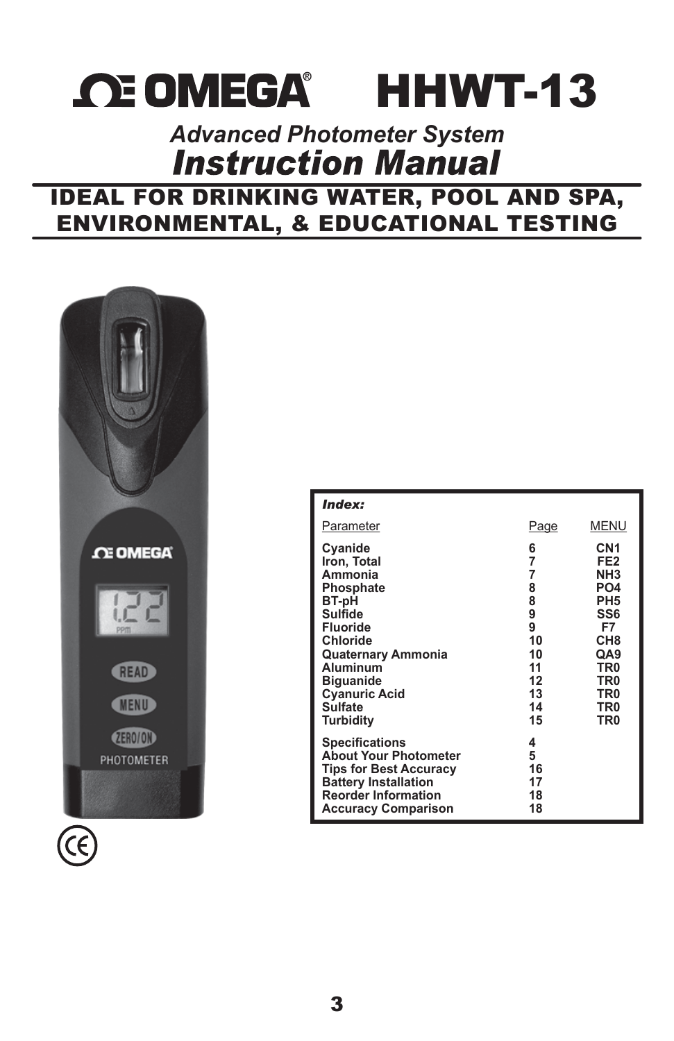# OMEGA® HHWT-13

## *Advanced Photometer System*
## *Instruction Manual*

**IDEAL FOR DRINKING WATER, POOL AND SPA, ENVIRONMENTAL, & EDUCATIONAL TESTING**

***Index:***

| Parameter | Page | MENU |
|---|---|---|
| **Cyanide** | **6** | **CN1** |
| **Iron, Total** | **7** | **FE2** |
| **Ammonia** | **7** | **NH3** |
| **Phosphate** | **8** | **PO4** |
| **BT-pH** | **8** | **PH5** |
| **Sulfide** | **9** | **SS6** |
| **Fluoride** | **9** | **F7** |
| **Chloride** | **10** | **CH8** |
| **Quaternary Ammonia** | **10** | **QA9** |
| **Aluminum** | **11** | **TR0** |
| **Biguanide** | **12** | **TR0** |
| **Cyanuric Acid** | **13** | **TR0** |
| **Sulfate** | **14** | **TR0** |
| **Turbidity** | **15** | **TR0** |
| **Specifications** | **4** | |
| **About Your Photometer** | **5** | |
| **Tips for Best Accuracy** | **16** | |
| **Battery Installation** | **17** | |
| **Reorder Information** | **18** | |
| **Accuracy Comparison** | **18** | |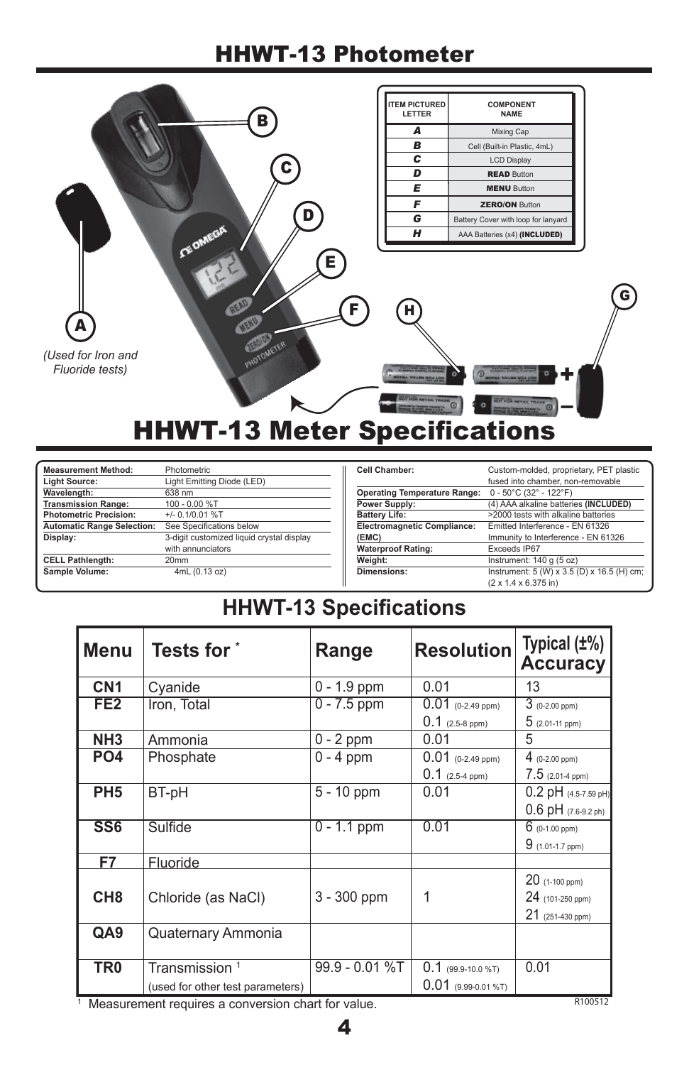# HHWT-13 Photometer

| ITEM PICTURED LETTER | COMPONENT NAME |
|---|---|
| A | Mixing Cap |
| B | Cell (Built-in Plastic, 4mL) |
| C | LCD Display |
| D | **READ** Button |
| E | **MENU** Button |
| F | **ZERO/ON** Button |
| G | Battery Cover with loop for lanyard |
| H | AAA Batteries (x4) **(INCLUDED)** |

*(Used for Iron and Fluoride tests)*

# HHWT-13 Meter Specifications

| | |
|---|---|
| **Measurement Method:** | Photometric |
| **Light Source:** | Light Emitting Diode (LED) |
| **Wavelength:** | 638 nm |
| **Transmission Range:** | 100 - 0.00 %T |
| **Photometric Precision:** | +/- 0.1/0.01 %T |
| **Automatic Range Selection:** | See Specifications below |
| **Display:** | 3-digit customized liquid crystal display with annunciators |
| **CELL Pathlength:** | 20mm |
| **Sample Volume:** | 4mL (0.13 oz) |
| **Cell Chamber:** | Custom-molded, proprietary, PET plastic fused into chamber, non-removable |
| **Operating Temperature Range:** | 0 - 50°C (32° - 122°F) |
| **Power Supply:** | (4) AAA alkaline batteries **(INCLUDED)** |
| **Battery Life:** | >2000 tests with alkaline batteries |
| **Electromagnetic Compliance: (EMC)** | Emitted Interference - EN 61326; Immunity to Interference - EN 61326 |
| **Waterproof Rating:** | Exceeds IP67 |
| **Weight:** | Instrument: 140 g (5 oz) |
| **Dimensions:** | Instrument: 5 (W) x 3.5 (D) x 16.5 (H) cm; (2 x 1.4 x 6.375 in) |

# HHWT-13 Specifications

| Menu | Tests for * | Range | Resolution | Typical (±%) Accuracy |
|---|---|---|---|---|
| CN1 | Cyanide | 0 - 1.9 ppm | 0.01 | 13 |
| FE2 | Iron, Total | 0 - 7.5 ppm | 0.01 (0-2.49 ppm)<br>0.1 (2.5-8 ppm) | 3 (0-2.00 ppm)<br>5 (2.01-11 ppm) |
| NH3 | Ammonia | 0 - 2 ppm | 0.01 | 5 |
| PO4 | Phosphate | 0 - 4 ppm | 0.01 (0-2.49 ppm)<br>0.1 (2.5-4 ppm) | 4 (0-2.00 ppm)<br>7.5 (2.01-4 ppm) |
| PH5 | BT-pH | 5 - 10 ppm | 0.01 | 0.2 pH (4.5-7.59 pH)<br>0.6 pH (7.6-9.2 ph) |
| SS6 | Sulfide | 0 - 1.1 ppm | 0.01 | 6 (0-1.00 ppm)<br>9 (1.01-1.7 ppm) |
| F7 | Fluoride | | | |
| CH8 | Chloride (as NaCl) | 3 - 300 ppm | 1 | 20 (1-100 ppm)<br>24 (101-250 ppm)<br>21 (251-430 ppm) |
| QA9 | Quaternary Ammonia | | | |
| TR0 | Transmission [1]<br>(used for other test parameters) | 99.9 - 0.01 %T | 0.1 (99.9-10.0 %T)<br>0.01 (9.99-0.01 %T) | 0.01 |

[1] Measurement requires a conversion chart for value.

R100512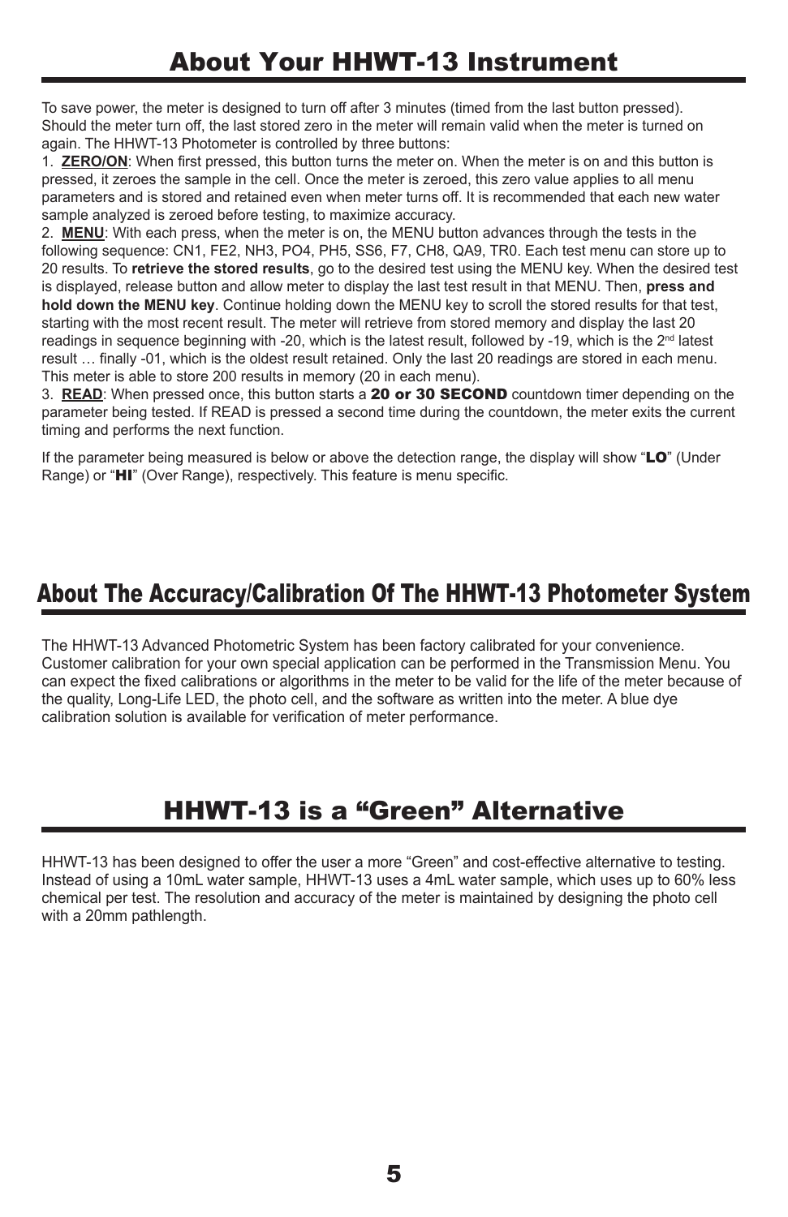# About Your HHWT-13 Instrument

To save power, the meter is designed to turn off after 3 minutes (timed from the last button pressed). Should the meter turn off, the last stored zero in the meter will remain valid when the meter is turned on again. The HHWT-13 Photometer is controlled by three buttons:

1. **ZERO/ON**: When first pressed, this button turns the meter on. When the meter is on and this button is pressed, it zeroes the sample in the cell. Once the meter is zeroed, this zero value applies to all menu parameters and is stored and retained even when meter turns off. It is recommended that each new water sample analyzed is zeroed before testing, to maximize accuracy.
2. **MENU**: With each press, when the meter is on, the MENU button advances through the tests in the following sequence: CN1, FE2, NH3, PO4, PH5, SS6, F7, CH8, QA9, TR0. Each test menu can store up to 20 results. To **retrieve the stored results**, go to the desired test using the MENU key. When the desired test is displayed, release button and allow meter to display the last test result in that MENU. Then, **press and hold down the MENU key**. Continue holding down the MENU key to scroll the stored results for that test, starting with the most recent result. The meter will retrieve from stored memory and display the last 20 readings in sequence beginning with -20, which is the latest result, followed by -19, which is the 2nd latest result … finally -01, which is the oldest result retained. Only the last 20 readings are stored in each menu. This meter is able to store 200 results in memory (20 in each menu).
3. **READ**: When pressed once, this button starts a **20 or 30 SECOND** countdown timer depending on the parameter being tested. If READ is pressed a second time during the countdown, the meter exits the current timing and performs the next function.

If the parameter being measured is below or above the detection range, the display will show "**LO**" (Under Range) or "**HI**" (Over Range), respectively. This feature is menu specific.

# About The Accuracy/Calibration Of The HHWT-13 Photometer System

The HHWT-13 Advanced Photometric System has been factory calibrated for your convenience. Customer calibration for your own special application can be performed in the Transmission Menu. You can expect the fixed calibrations or algorithms in the meter to be valid for the life of the meter because of the quality, Long-Life LED, the photo cell, and the software as written into the meter. A blue dye calibration solution is available for verification of meter performance.

# HHWT-13 is a "Green" Alternative

HHWT-13 has been designed to offer the user a more "Green" and cost-effective alternative to testing. Instead of using a 10mL water sample, HHWT-13 uses a 4mL water sample, which uses up to 60% less chemical per test. The resolution and accuracy of the meter is maintained by designing the photo cell with a 20mm pathlength.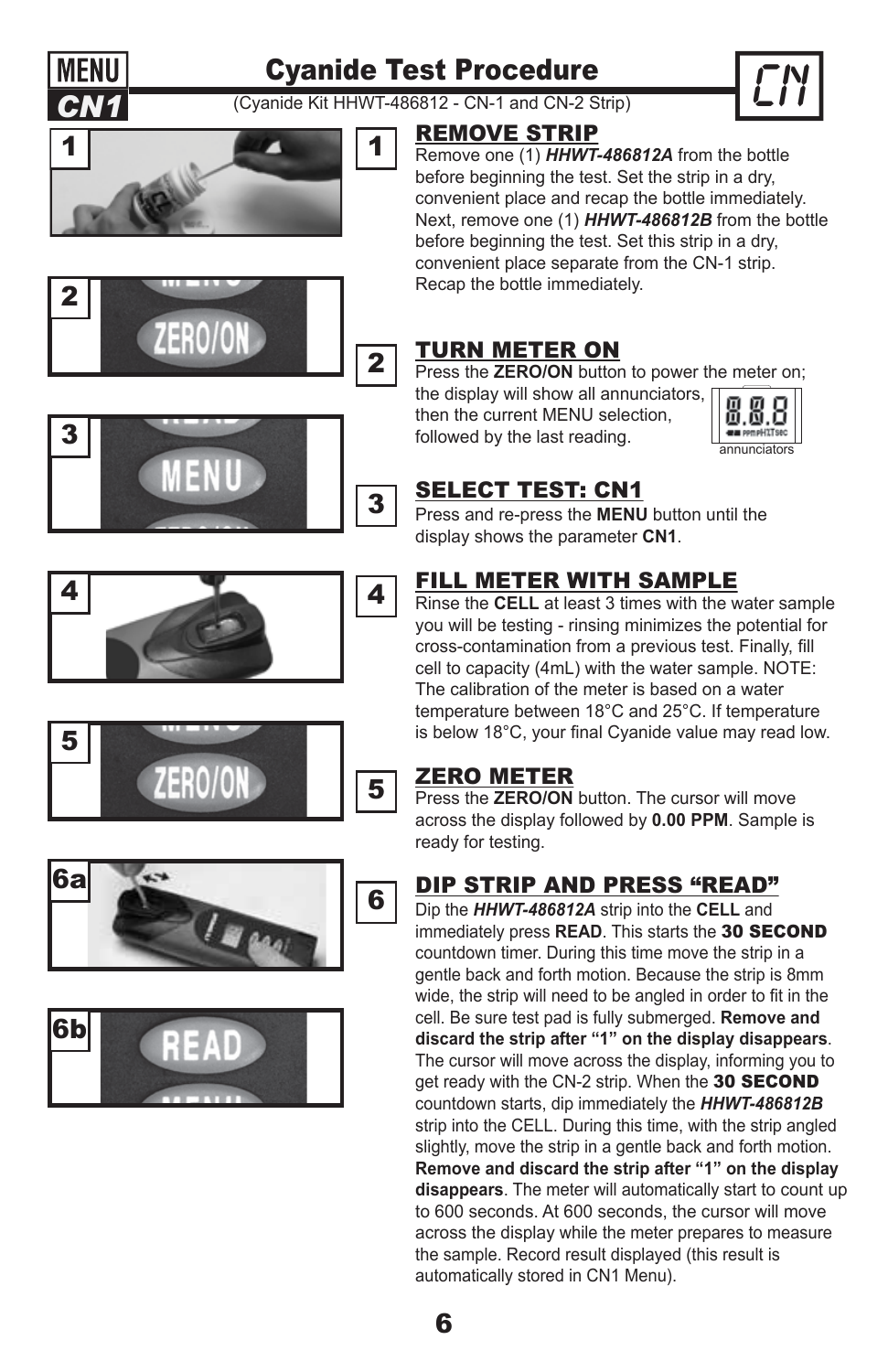MENU CN1

# Cyanide Test Procedure

(Cyanide Kit HHWT-486812 - CN-1 and CN-2 Strip)

CN

## 1 REMOVE STRIP

Remove one (1) ***HHWT-486812A*** from the bottle before beginning the test. Set the strip in a dry, convenient place and recap the bottle immediately. Next, remove one (1) ***HHWT-486812B*** from the bottle before beginning the test. Set this strip in a dry, convenient place separate from the CN-1 strip. Recap the bottle immediately.

## 2 TURN METER ON

Press the **ZERO/ON** button to power the meter on; the display will show all annunciators, then the current MENU selection, followed by the last reading.

annunciators

## 3 SELECT TEST: CN1

Press and re-press the **MENU** button until the display shows the parameter **CN1**.

## 4 FILL METER WITH SAMPLE

Rinse the **CELL** at least 3 times with the water sample you will be testing - rinsing minimizes the potential for cross-contamination from a previous test. Finally, fill cell to capacity (4mL) with the water sample. NOTE: The calibration of the meter is based on a water temperature between 18°C and 25°C. If temperature is below 18°C, your final Cyanide value may read low.

## 5 ZERO METER

Press the **ZERO/ON** button. The cursor will move across the display followed by **0.00 PPM**. Sample is ready for testing.

## 6 DIP STRIP AND PRESS "READ"

Dip the ***HHWT-486812A*** strip into the **CELL** and immediately press **READ**. This starts the **30 SECOND** countdown timer. During this time move the strip in a gentle back and forth motion. Because the strip is 8mm wide, the strip will need to be angled in order to fit in the cell. Be sure test pad is fully submerged. **Remove and discard the strip after "1" on the display disappears**. The cursor will move across the display, informing you to get ready with the CN-2 strip. When the **30 SECOND** countdown starts, dip immediately the ***HHWT-486812B*** strip into the CELL. During this time, with the strip angled slightly, move the strip in a gentle back and forth motion. **Remove and discard the strip after "1" on the display disappears**. The meter will automatically start to count up to 600 seconds. At 600 seconds, the cursor will move across the display while the meter prepares to measure the sample. Record result displayed (this result is automatically stored in CN1 Menu).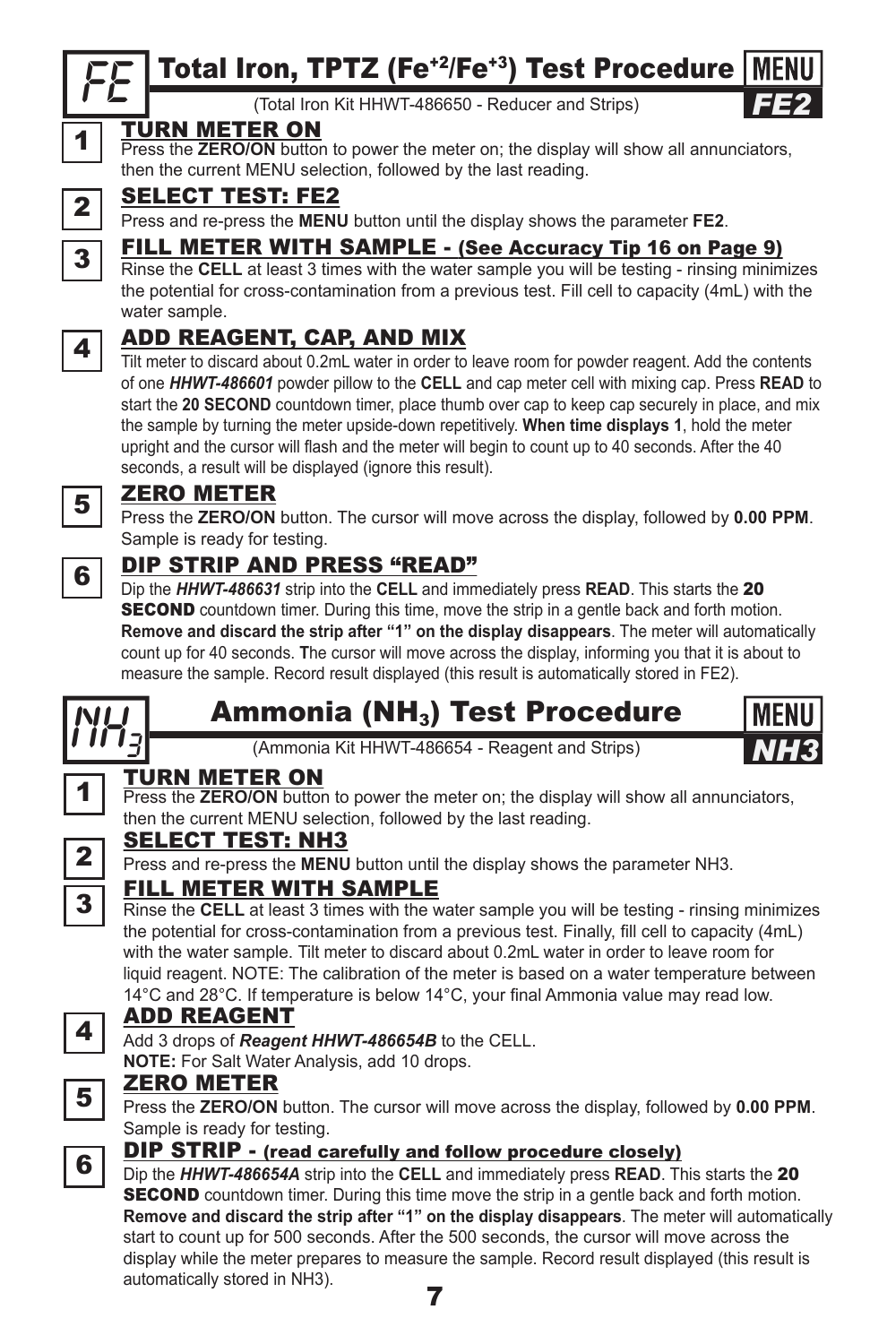# FE Total Iron, TPTZ ($Fe^{+2}/Fe^{+3}$) Test Procedure

**MENU FE2**

(Total Iron Kit HHWT-486650 - Reducer and Strips)

### 1 TURN METER ON

Press the **ZERO/ON** button to power the meter on; the display will show all annunciators, then the current MENU selection, followed by the last reading.

### 2 SELECT TEST: FE2

Press and re-press the **MENU** button until the display shows the parameter **FE2**.

### 3 FILL METER WITH SAMPLE - (See Accuracy Tip 16 on Page 9)

Rinse the **CELL** at least 3 times with the water sample you will be testing - rinsing minimizes the potential for cross-contamination from a previous test. Fill cell to capacity (4mL) with the water sample.

### 4 ADD REAGENT, CAP, AND MIX

Tilt meter to discard about 0.2mL water in order to leave room for powder reagent. Add the contents of one ***HHWT-486601*** powder pillow to the **CELL** and cap meter cell with mixing cap. Press **READ** to start the **20 SECOND** countdown timer, place thumb over cap to keep cap securely in place, and mix the sample by turning the meter upside-down repetitively. **When time displays 1**, hold the meter upright and the cursor will flash and the meter will begin to count up to 40 seconds. After the 40 seconds, a result will be displayed (ignore this result).

### 5 ZERO METER

Press the **ZERO/ON** button. The cursor will move across the display, followed by **0.00 PPM**. Sample is ready for testing.

### 6 DIP STRIP AND PRESS "READ"

Dip the ***HHWT-486631*** strip into the **CELL** and immediately press **READ**. This starts the **20 SECOND** countdown timer. During this time, move the strip in a gentle back and forth motion. **Remove and discard the strip after "1" on the display disappears**. The meter will automatically count up for 40 seconds. The cursor will move across the display, informing you that it is about to measure the sample. Record result displayed (this result is automatically stored in FE2).

# $NH_3$ Ammonia ($NH_3$) Test Procedure

**MENU NH3**

(Ammonia Kit HHWT-486654 - Reagent and Strips)

### 1 TURN METER ON

Press the **ZERO/ON** button to power the meter on; the display will show all annunciators, then the current MENU selection, followed by the last reading.

### 2 SELECT TEST: NH3

Press and re-press the **MENU** button until the display shows the parameter NH3.

### 3 FILL METER WITH SAMPLE

Rinse the **CELL** at least 3 times with the water sample you will be testing - rinsing minimizes the potential for cross-contamination from a previous test. Finally, fill cell to capacity (4mL) with the water sample. Tilt meter to discard about 0.2mL water in order to leave room for liquid reagent. NOTE: The calibration of the meter is based on a water temperature between 14°C and 28°C. If temperature is below 14°C, your final Ammonia value may read low.

### 4 ADD REAGENT

Add 3 drops of ***Reagent HHWT-486654B*** to the CELL.
**NOTE:** For Salt Water Analysis, add 10 drops.

### 5 ZERO METER

Press the **ZERO/ON** button. The cursor will move across the display, followed by **0.00 PPM**. Sample is ready for testing.

### 6 DIP STRIP - (read carefully and follow procedure closely)

Dip the ***HHWT-486654A*** strip into the **CELL** and immediately press **READ**. This starts the **20 SECOND** countdown timer. During this time move the strip in a gentle back and forth motion. **Remove and discard the strip after "1" on the display disappears**. The meter will automatically start to count up for 500 seconds. After the 500 seconds, the cursor will move across the display while the meter prepares to measure the sample. Record result displayed (this result is automatically stored in NH3).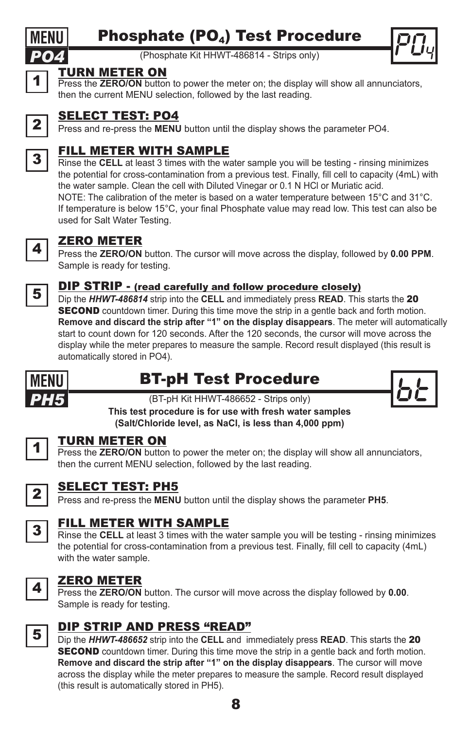MENU **PO4**

# Phosphate ($PO_4$) Test Procedure

PO4

(Phosphate Kit HHWT-486814 - Strips only)

**1** **TURN METER ON**

Press the **ZERO/ON** button to power the meter on; the display will show all annunciators, then the current MENU selection, followed by the last reading.

**2** **SELECT TEST: PO4**

Press and re-press the **MENU** button until the display shows the parameter PO4.

**3** **FILL METER WITH SAMPLE**

Rinse the **CELL** at least 3 times with the water sample you will be testing - rinsing minimizes the potential for cross-contamination from a previous test. Finally, fill cell to capacity (4mL) with the water sample. Clean the cell with Diluted Vinegar or 0.1 N HCl or Muriatic acid.
NOTE: The calibration of the meter is based on a water temperature between 15°C and 31°C. If temperature is below 15°C, your final Phosphate value may read low. This test can also be used for Salt Water Testing.

**4** **ZERO METER**

Press the **ZERO/ON** button. The cursor will move across the display, followed by **0.00 PPM**. Sample is ready for testing.

**5** **DIP STRIP - (read carefully and follow procedure closely)**

Dip the ***HHWT-486814*** strip into the **CELL** and immediately press **READ**. This starts the **20 SECOND** countdown timer. During this time move the strip in a gentle back and forth motion. **Remove and discard the strip after "1" on the display disappears**. The meter will automatically start to count down for 120 seconds. After the 120 seconds, the cursor will move across the display while the meter prepares to measure the sample. Record result displayed (this result is automatically stored in PO4).

MENU **PH5**

# BT-pH Test Procedure

bt

(BT-pH Kit HHWT-486652 - Strips only)

**This test procedure is for use with fresh water samples (Salt/Chloride level, as NaCl, is less than 4,000 ppm)**

**1** **TURN METER ON**

Press the **ZERO/ON** button to power the meter on; the display will show all annunciators, then the current MENU selection, followed by the last reading.

**2** **SELECT TEST: PH5**

Press and re-press the **MENU** button until the display shows the parameter **PH5**.

**3** **FILL METER WITH SAMPLE**

Rinse the **CELL** at least 3 times with the water sample you will be testing - rinsing minimizes the potential for cross-contamination from a previous test. Finally, fill cell to capacity (4mL) with the water sample.

**4** **ZERO METER**

Press the **ZERO/ON** button. The cursor will move across the display followed by **0.00**. Sample is ready for testing.

**5** **DIP STRIP AND PRESS "READ"**

Dip the ***HHWT-486652*** strip into the **CELL** and immediately press **READ**. This starts the **20 SECOND** countdown timer. During this time move the strip in a gentle back and forth motion. **Remove and discard the strip after "1" on the display disappears**. The cursor will move across the display while the meter prepares to measure the sample. Record result displayed (this result is automatically stored in PH5).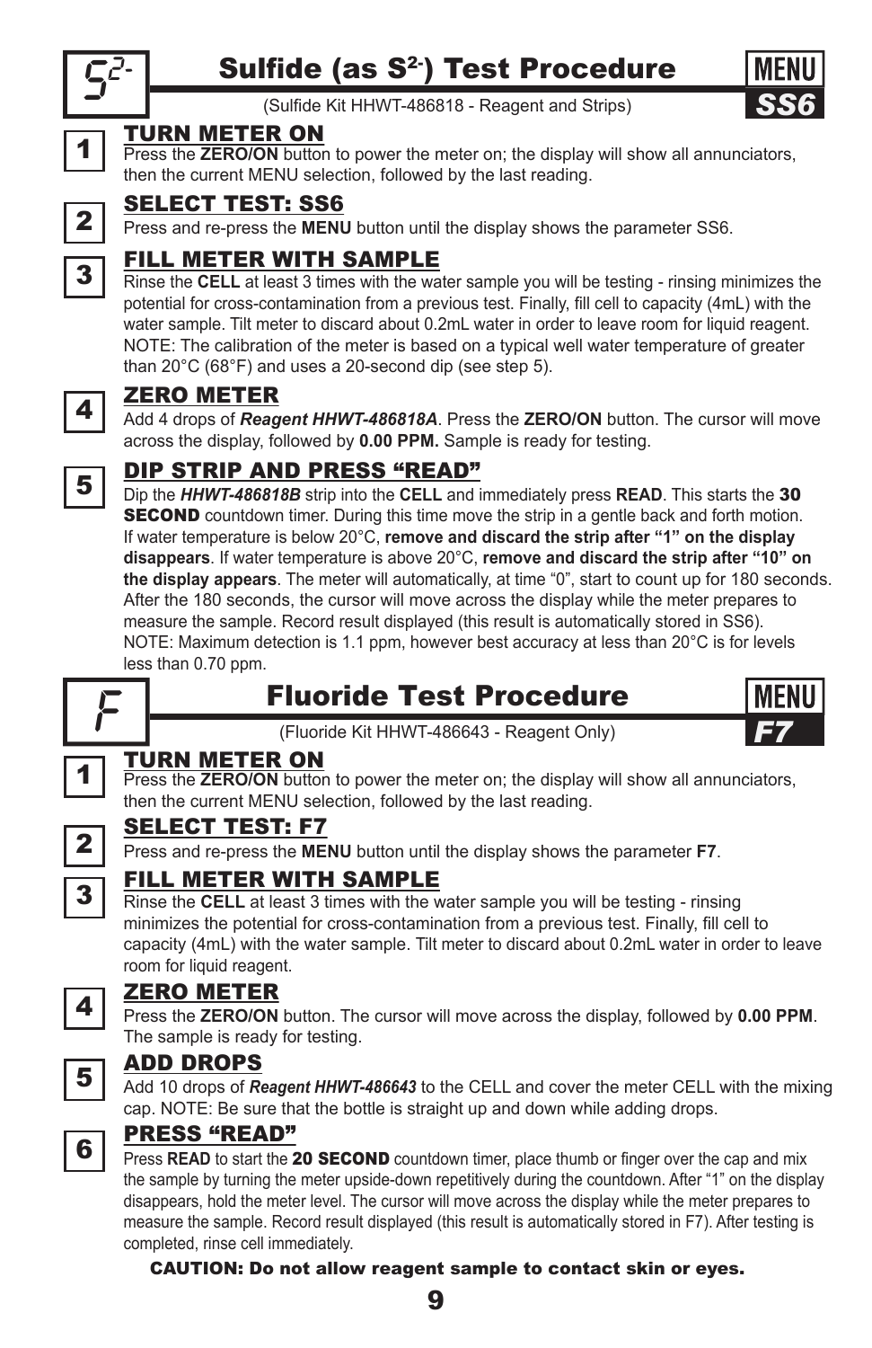# Sulfide (as $S^{2-}$) Test Procedure

MENU **SS6**

(Sulfide Kit HHWT-486818 - Reagent and Strips)

**1**

### TURN METER ON

Press the **ZERO/ON** button to power the meter on; the display will show all annunciators, then the current MENU selection, followed by the last reading.

**2**

### SELECT TEST: SS6

Press and re-press the **MENU** button until the display shows the parameter SS6.

**3**

### FILL METER WITH SAMPLE

Rinse the **CELL** at least 3 times with the water sample you will be testing - rinsing minimizes the potential for cross-contamination from a previous test. Finally, fill cell to capacity (4mL) with the water sample. Tilt meter to discard about 0.2mL water in order to leave room for liquid reagent. NOTE: The calibration of the meter is based on a typical well water temperature of greater than 20°C (68°F) and uses a 20-second dip (see step 5).

**4**

### ZERO METER

Add 4 drops of ***Reagent HHWT-486818A***. Press the **ZERO/ON** button. The cursor will move across the display, followed by **0.00 PPM.** Sample is ready for testing.

**5**

### DIP STRIP AND PRESS "READ"

Dip the ***HHWT-486818B*** strip into the **CELL** and immediately press **READ**. This starts the **30 SECOND** countdown timer. During this time move the strip in a gentle back and forth motion. If water temperature is below 20°C, **remove and discard the strip after "1" on the display disappears**. If water temperature is above 20°C, **remove and discard the strip after "10" on the display appears**. The meter will automatically, at time "0", start to count up for 180 seconds. After the 180 seconds, the cursor will move across the display while the meter prepares to measure the sample. Record result displayed (this result is automatically stored in SS6). NOTE: Maximum detection is 1.1 ppm, however best accuracy at less than 20°C is for levels less than 0.70 ppm.

# Fluoride Test Procedure

MENU **F7**

(Fluoride Kit HHWT-486643 - Reagent Only)

**1**

### TURN METER ON

Press the **ZERO/ON** button to power the meter on; the display will show all annunciators, then the current MENU selection, followed by the last reading.

**2**

### SELECT TEST: F7

Press and re-press the **MENU** button until the display shows the parameter **F7**.

**3**

### FILL METER WITH SAMPLE

Rinse the **CELL** at least 3 times with the water sample you will be testing - rinsing minimizes the potential for cross-contamination from a previous test. Finally, fill cell to capacity (4mL) with the water sample. Tilt meter to discard about 0.2mL water in order to leave room for liquid reagent.

**4**

### ZERO METER

Press the **ZERO/ON** button. The cursor will move across the display, followed by **0.00 PPM**. The sample is ready for testing.

**5**

### ADD DROPS

Add 10 drops of ***Reagent HHWT-486643*** to the CELL and cover the meter CELL with the mixing cap. NOTE: Be sure that the bottle is straight up and down while adding drops.

**6**

### PRESS "READ"

Press **READ** to start the **20 SECOND** countdown timer, place thumb or finger over the cap and mix the sample by turning the meter upside-down repetitively during the countdown. After "1" on the display disappears, hold the meter level. The cursor will move across the display while the meter prepares to measure the sample. Record result displayed (this result is automatically stored in F7). After testing is completed, rinse cell immediately.

**CAUTION: Do not allow reagent sample to contact skin or eyes.**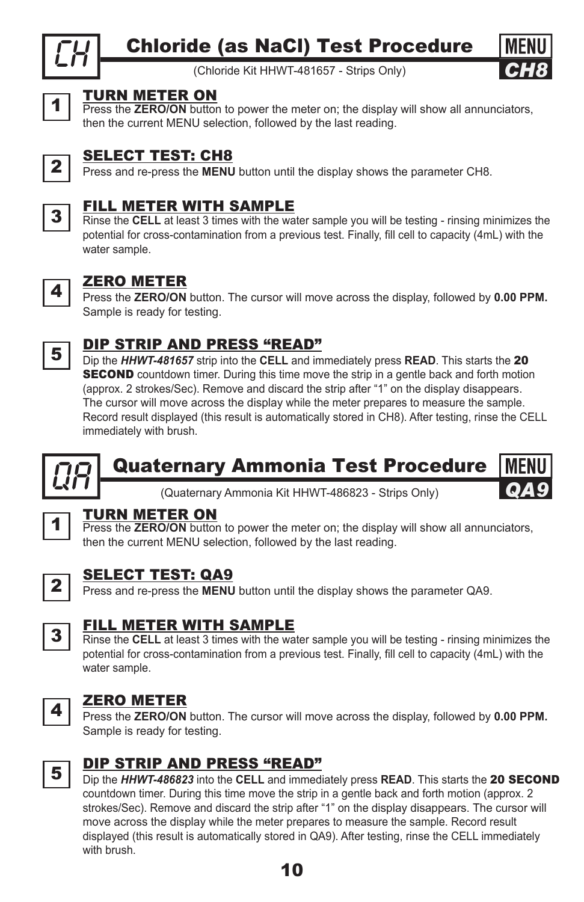CH

# Chloride (as NaCl) Test Procedure

MENU **CH8**

(Chloride Kit HHWT-481657 - Strips Only)

**1**

### TURN METER ON

Press the **ZERO/ON** button to power the meter on; the display will show all annunciators, then the current MENU selection, followed by the last reading.

**2**

### SELECT TEST: CH8

Press and re-press the **MENU** button until the display shows the parameter CH8.

**3**

### FILL METER WITH SAMPLE

Rinse the **CELL** at least 3 times with the water sample you will be testing - rinsing minimizes the potential for cross-contamination from a previous test. Finally, fill cell to capacity (4mL) with the water sample.

**4**

### ZERO METER

Press the **ZERO/ON** button. The cursor will move across the display, followed by **0.00 PPM.** Sample is ready for testing.

**5**

### DIP STRIP AND PRESS "READ"

Dip the ***HHWT-481657*** strip into the **CELL** and immediately press **READ**. This starts the **20 SECOND** countdown timer. During this time move the strip in a gentle back and forth motion (approx. 2 strokes/Sec). Remove and discard the strip after "1" on the display disappears. The cursor will move across the display while the meter prepares to measure the sample. Record result displayed (this result is automatically stored in CH8). After testing, rinse the CELL immediately with brush.

QA

# Quaternary Ammonia Test Procedure

MENU **QA9**

(Quaternary Ammonia Kit HHWT-486823 - Strips Only)

**1**

### TURN METER ON

Press the **ZERO/ON** button to power the meter on; the display will show all annunciators, then the current MENU selection, followed by the last reading.

**2**

### SELECT TEST: QA9

Press and re-press the **MENU** button until the display shows the parameter QA9.

**3**

### FILL METER WITH SAMPLE

Rinse the **CELL** at least 3 times with the water sample you will be testing - rinsing minimizes the potential for cross-contamination from a previous test. Finally, fill cell to capacity (4mL) with the water sample.

**4**

### ZERO METER

Press the **ZERO/ON** button. The cursor will move across the display, followed by **0.00 PPM.** Sample is ready for testing.

**5**

### DIP STRIP AND PRESS "READ"

Dip the ***HHWT-486823*** into the **CELL** and immediately press **READ**. This starts the **20 SECOND** countdown timer. During this time move the strip in a gentle back and forth motion (approx. 2 strokes/Sec). Remove and discard the strip after "1" on the display disappears. The cursor will move across the display while the meter prepares to measure the sample. Record result displayed (this result is automatically stored in QA9). After testing, rinse the CELL immediately with brush.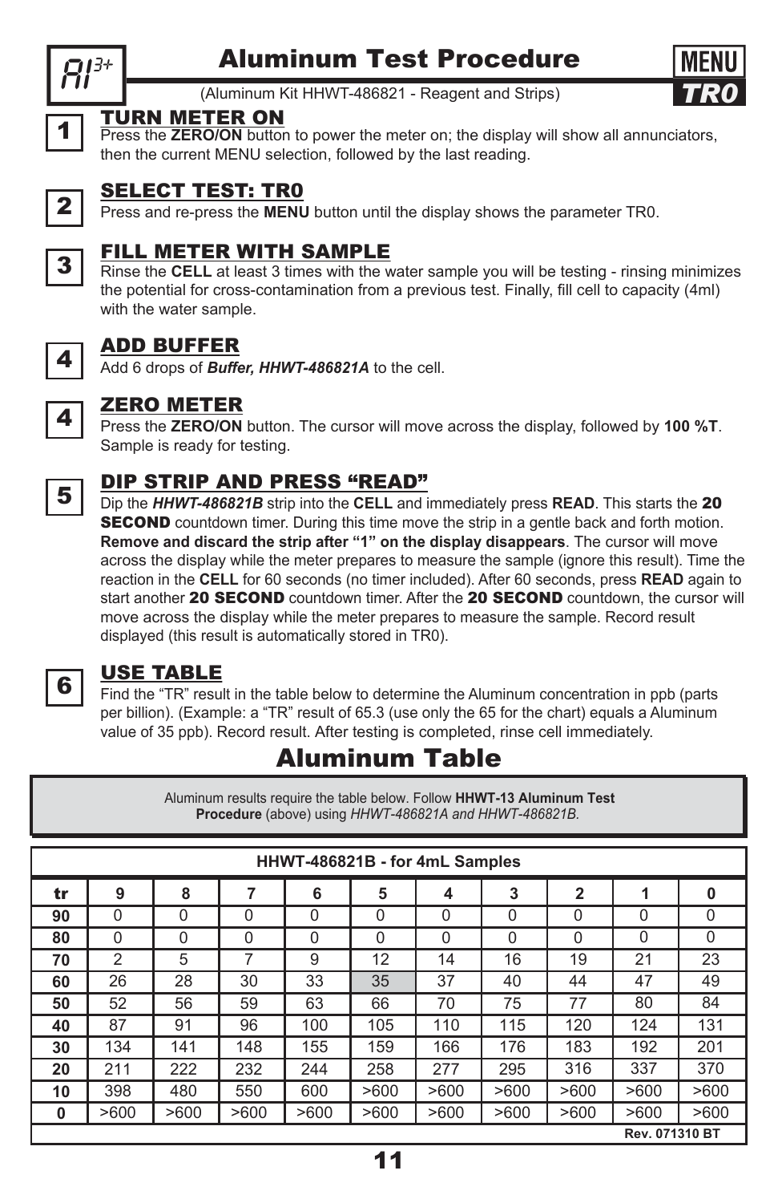# Aluminum Test Procedure

$Al^{3+}$

MENU **TR0**

(Aluminum Kit HHWT-486821 - Reagent and Strips)

## 1 TURN METER ON

Press the **ZERO/ON** button to power the meter on; the display will show all annunciators, then the current MENU selection, followed by the last reading.

## 2 SELECT TEST: TR0

Press and re-press the **MENU** button until the display shows the parameter TR0.

## 3 FILL METER WITH SAMPLE

Rinse the **CELL** at least 3 times with the water sample you will be testing - rinsing minimizes the potential for cross-contamination from a previous test. Finally, fill cell to capacity (4ml) with the water sample.

## 4 ADD BUFFER

Add 6 drops of ***Buffer, HHWT-486821A*** to the cell.

## 4 ZERO METER

Press the **ZERO/ON** button. The cursor will move across the display, followed by **100 %T**. Sample is ready for testing.

## 5 DIP STRIP AND PRESS "READ"

Dip the ***HHWT-486821B*** strip into the **CELL** and immediately press **READ**. This starts the **20 SECOND** countdown timer. During this time move the strip in a gentle back and forth motion. **Remove and discard the strip after "1" on the display disappears**. The cursor will move across the display while the meter prepares to measure the sample (ignore this result). Time the reaction in the **CELL** for 60 seconds (no timer included). After 60 seconds, press **READ** again to start another **20 SECOND** countdown timer. After the **20 SECOND** countdown, the cursor will move across the display while the meter prepares to measure the sample. Record result displayed (this result is automatically stored in TR0).

## 6 USE TABLE

Find the "TR" result in the table below to determine the Aluminum concentration in ppb (parts per billion). (Example: a "TR" result of 65.3 (use only the 65 for the chart) equals a Aluminum value of 35 ppb). Record result. After testing is completed, rinse cell immediately.

# Aluminum Table

Aluminum results require the table below. Follow **HHWT-13 Aluminum Test Procedure** (above) using *HHWT-486821A and HHWT-486821B*.

**HHWT-486821B - for 4mL Samples**

| tr | 9 | 8 | 7 | 6 | 5 | 4 | 3 | 2 | 1 | 0 |
|---|---|---|---|---|---|---|---|---|---|---|
| 90 | 0 | 0 | 0 | 0 | 0 | 0 | 0 | 0 | 0 | 0 |
| 80 | 0 | 0 | 0 | 0 | 0 | 0 | 0 | 0 | 0 | 0 |
| 70 | 2 | 5 | 7 | 9 | 12 | 14 | 16 | 19 | 21 | 23 |
| 60 | 26 | 28 | 30 | 33 | 35 | 37 | 40 | 44 | 47 | 49 |
| 50 | 52 | 56 | 59 | 63 | 66 | 70 | 75 | 77 | 80 | 84 |
| 40 | 87 | 91 | 96 | 100 | 105 | 110 | 115 | 120 | 124 | 131 |
| 30 | 134 | 141 | 148 | 155 | 159 | 166 | 176 | 183 | 192 | 201 |
| 20 | 211 | 222 | 232 | 244 | 258 | 277 | 295 | 316 | 337 | 370 |
| 10 | 398 | 480 | 550 | 600 | >600 | >600 | >600 | >600 | >600 | >600 |
| 0 | >600 | >600 | >600 | >600 | >600 | >600 | >600 | >600 | >600 | >600 |

Rev. 071310 BT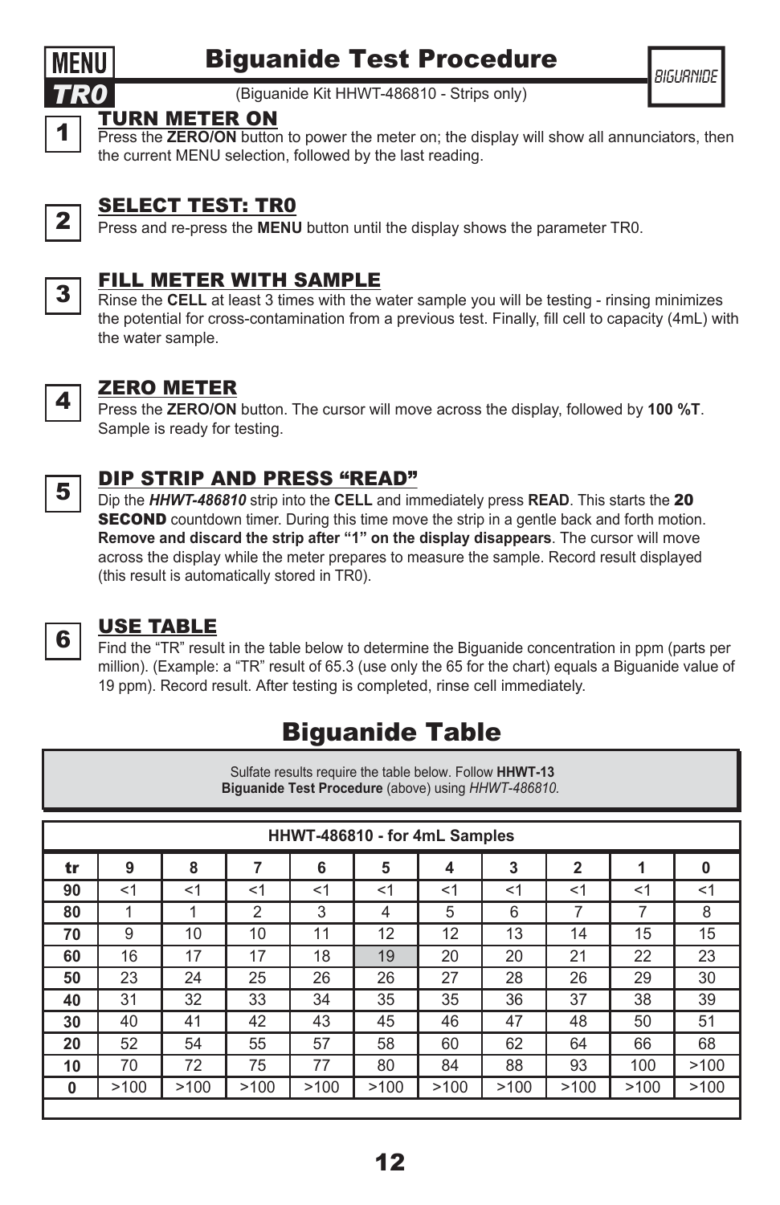**MENU** ***TR0***

# Biguanide Test Procedure

(Biguanide Kit HHWT-486810 - Strips only)

BIGUANIDE

## 1 TURN METER ON

Press the **ZERO/ON** button to power the meter on; the display will show all annunciators, then the current MENU selection, followed by the last reading.

## 2 SELECT TEST: TR0

Press and re-press the **MENU** button until the display shows the parameter TR0.

## 3 FILL METER WITH SAMPLE

Rinse the **CELL** at least 3 times with the water sample you will be testing - rinsing minimizes the potential for cross-contamination from a previous test. Finally, fill cell to capacity (4mL) with the water sample.

## 4 ZERO METER

Press the **ZERO/ON** button. The cursor will move across the display, followed by **100 %T**. Sample is ready for testing.

## 5 DIP STRIP AND PRESS "READ"

Dip the ***HHWT-486810*** strip into the **CELL** and immediately press **READ**. This starts the **20 SECOND** countdown timer. During this time move the strip in a gentle back and forth motion. **Remove and discard the strip after "1" on the display disappears**. The cursor will move across the display while the meter prepares to measure the sample. Record result displayed (this result is automatically stored in TR0).

## 6 USE TABLE

Find the "TR" result in the table below to determine the Biguanide concentration in ppm (parts per million). (Example: a "TR" result of 65.3 (use only the 65 for the chart) equals a Biguanide value of 19 ppm). Record result. After testing is completed, rinse cell immediately.

# Biguanide Table

Sulfate results require the table below. Follow **HHWT-13 Biguanide Test Procedure** (above) using *HHWT-486810*.

**HHWT-486810 - for 4mL Samples**

| tr | 9 | 8 | 7 | 6 | 5 | 4 | 3 | 2 | 1 | 0 |
|---|---|---|---|---|---|---|---|---|---|---|
| 90 | <1 | <1 | <1 | <1 | <1 | <1 | <1 | <1 | <1 | <1 |
| 80 | 1 | 1 | 2 | 3 | 4 | 5 | 6 | 7 | 7 | 8 |
| 70 | 9 | 10 | 10 | 11 | 12 | 12 | 13 | 14 | 15 | 15 |
| 60 | 16 | 17 | 17 | 18 | 19 | 20 | 20 | 21 | 22 | 23 |
| 50 | 23 | 24 | 25 | 26 | 26 | 27 | 28 | 26 | 29 | 30 |
| 40 | 31 | 32 | 33 | 34 | 35 | 35 | 36 | 37 | 38 | 39 |
| 30 | 40 | 41 | 42 | 43 | 45 | 46 | 47 | 48 | 50 | 51 |
| 20 | 52 | 54 | 55 | 57 | 58 | 60 | 62 | 64 | 66 | 68 |
| 10 | 70 | 72 | 75 | 77 | 80 | 84 | 88 | 93 | 100 | >100 |
| 0 | >100 | >100 | >100 | >100 | >100 | >100 | >100 | >100 | >100 | >100 |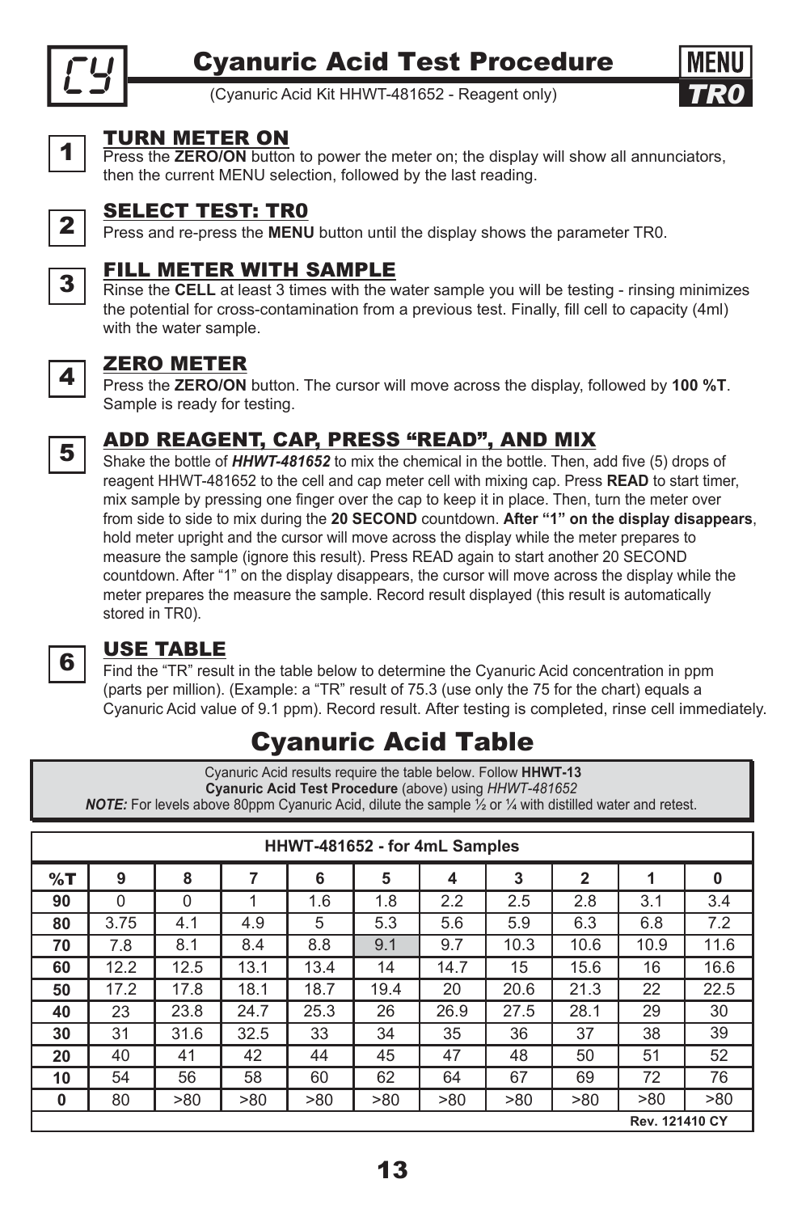CY

# Cyanuric Acid Test Procedure

(Cyanuric Acid Kit HHWT-481652 - Reagent only)

MENU **TR0**

## 1 TURN METER ON

Press the **ZERO/ON** button to power the meter on; the display will show all annunciators, then the current MENU selection, followed by the last reading.

## 2 SELECT TEST: TR0

Press and re-press the **MENU** button until the display shows the parameter TR0.

## 3 FILL METER WITH SAMPLE

Rinse the **CELL** at least 3 times with the water sample you will be testing - rinsing minimizes the potential for cross-contamination from a previous test. Finally, fill cell to capacity (4ml) with the water sample.

## 4 ZERO METER

Press the **ZERO/ON** button. The cursor will move across the display, followed by **100 %T**. Sample is ready for testing.

## 5 ADD REAGENT, CAP, PRESS "READ", AND MIX

Shake the bottle of ***HHWT-481652*** to mix the chemical in the bottle. Then, add five (5) drops of reagent HHWT-481652 to the cell and cap meter cell with mixing cap. Press **READ** to start timer, mix sample by pressing one finger over the cap to keep it in place. Then, turn the meter over from side to side to mix during the **20 SECOND** countdown. **After "1" on the display disappears**, hold meter upright and the cursor will move across the display while the meter prepares to measure the sample (ignore this result). Press READ again to start another 20 SECOND countdown. After "1" on the display disappears, the cursor will move across the display while the meter prepares the measure the sample. Record result displayed (this result is automatically stored in TR0).

## 6 USE TABLE

Find the "TR" result in the table below to determine the Cyanuric Acid concentration in ppm (parts per million). (Example: a "TR" result of 75.3 (use only the 75 for the chart) equals a Cyanuric Acid value of 9.1 ppm). Record result. After testing is completed, rinse cell immediately.

# Cyanuric Acid Table

Cyanuric Acid results require the table below. Follow **HHWT-13 Cyanuric Acid Test Procedure** (above) using *HHWT-481652*
***NOTE:*** For levels above 80ppm Cyanuric Acid, dilute the sample ½ or ¼ with distilled water and retest.

**HHWT-481652 - for 4mL Samples**

| %T | 9 | 8 | 7 | 6 | 5 | 4 | 3 | 2 | 1 | 0 |
|---|---|---|---|---|---|---|---|---|---|---|
| **90** | 0 | 0 | 1 | 1.6 | 1.8 | 2.2 | 2.5 | 2.8 | 3.1 | 3.4 |
| **80** | 3.75 | 4.1 | 4.9 | 5 | 5.3 | 5.6 | 5.9 | 6.3 | 6.8 | 7.2 |
| **70** | 7.8 | 8.1 | 8.4 | 8.8 | 9.1 | 9.7 | 10.3 | 10.6 | 10.9 | 11.6 |
| **60** | 12.2 | 12.5 | 13.1 | 13.4 | 14 | 14.7 | 15 | 15.6 | 16 | 16.6 |
| **50** | 17.2 | 17.8 | 18.1 | 18.7 | 19.4 | 20 | 20.6 | 21.3 | 22 | 22.5 |
| **40** | 23 | 23.8 | 24.7 | 25.3 | 26 | 26.9 | 27.5 | 28.1 | 29 | 30 |
| **30** | 31 | 31.6 | 32.5 | 33 | 34 | 35 | 36 | 37 | 38 | 39 |
| **20** | 40 | 41 | 42 | 44 | 45 | 47 | 48 | 50 | 51 | 52 |
| **10** | 54 | 56 | 58 | 60 | 62 | 64 | 67 | 69 | 72 | 76 |
| **0** | 80 | >80 | >80 | >80 | >80 | >80 | >80 | >80 | >80 | >80 |

**Rev. 121410 CY**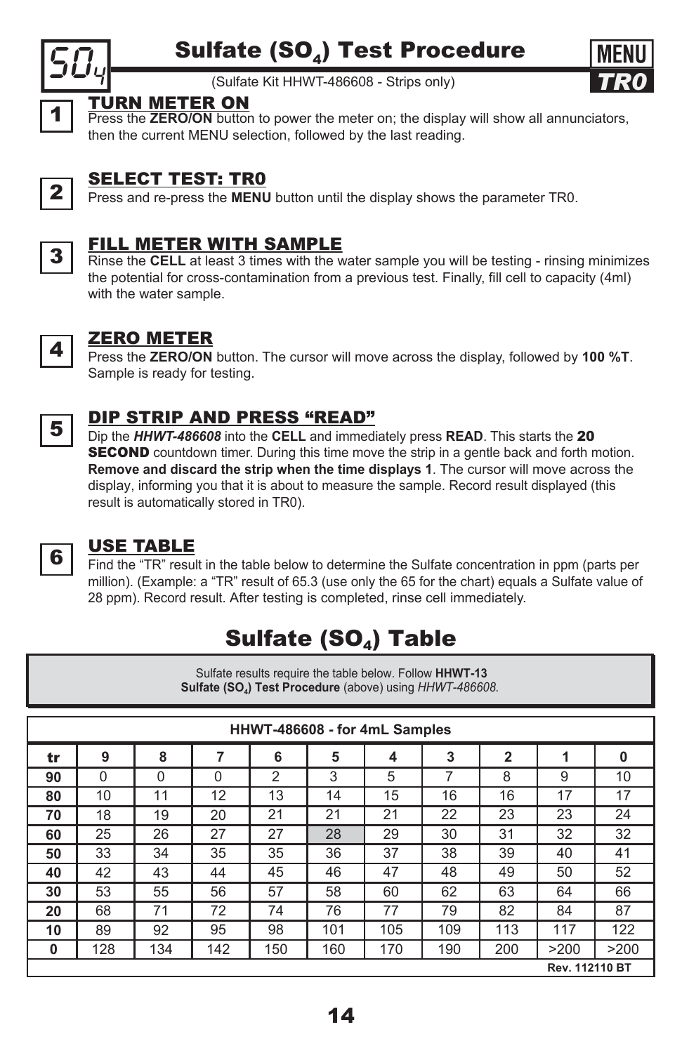# Sulfate ($SO_4$) Test Procedure

(Sulfate Kit HHWT-486608 - Strips only)

MENU **TR0**

**1** **TURN METER ON**

Press the **ZERO/ON** button to power the meter on; the display will show all annunciators, then the current MENU selection, followed by the last reading.

**2** **SELECT TEST: TR0**

Press and re-press the **MENU** button until the display shows the parameter TR0.

**3** **FILL METER WITH SAMPLE**

Rinse the **CELL** at least 3 times with the water sample you will be testing - rinsing minimizes the potential for cross-contamination from a previous test. Finally, fill cell to capacity (4ml) with the water sample.

**4** **ZERO METER**

Press the **ZERO/ON** button. The cursor will move across the display, followed by **100 %T**. Sample is ready for testing.

**5** **DIP STRIP AND PRESS "READ"**

Dip the ***HHWT-486608*** into the **CELL** and immediately press **READ**. This starts the **20 SECOND** countdown timer. During this time move the strip in a gentle back and forth motion. **Remove and discard the strip when the time displays 1**. The cursor will move across the display, informing you that it is about to measure the sample. Record result displayed (this result is automatically stored in TR0).

**6** **USE TABLE**

Find the "TR" result in the table below to determine the Sulfate concentration in ppm (parts per million). (Example: a "TR" result of 65.3 (use only the 65 for the chart) equals a Sulfate value of 28 ppm). Record result. After testing is completed, rinse cell immediately.

## Sulfate ($SO_4$) Table

Sulfate results require the table below. Follow **HHWT-13 Sulfate ($SO_4$) Test Procedure** (above) using *HHWT-486608.*

**HHWT-486608 - for 4mL Samples**

| tr | 9 | 8 | 7 | 6 | 5 | 4 | 3 | 2 | 1 | 0 |
|---|---|---|---|---|---|---|---|---|---|---|
| 90 | 0 | 0 | 0 | 2 | 3 | 5 | 7 | 8 | 9 | 10 |
| 80 | 10 | 11 | 12 | 13 | 14 | 15 | 16 | 16 | 17 | 17 |
| 70 | 18 | 19 | 20 | 21 | 21 | 21 | 22 | 23 | 23 | 24 |
| 60 | 25 | 26 | 27 | 27 | 28 | 29 | 30 | 31 | 32 | 32 |
| 50 | 33 | 34 | 35 | 35 | 36 | 37 | 38 | 39 | 40 | 41 |
| 40 | 42 | 43 | 44 | 45 | 46 | 47 | 48 | 49 | 50 | 52 |
| 30 | 53 | 55 | 56 | 57 | 58 | 60 | 62 | 63 | 64 | 66 |
| 20 | 68 | 71 | 72 | 74 | 76 | 77 | 79 | 82 | 84 | 87 |
| 10 | 89 | 92 | 95 | 98 | 101 | 105 | 109 | 113 | 117 | 122 |
| 0 | 128 | 134 | 142 | 150 | 160 | 170 | 190 | 200 | >200 | >200 |

Rev. 112110 BT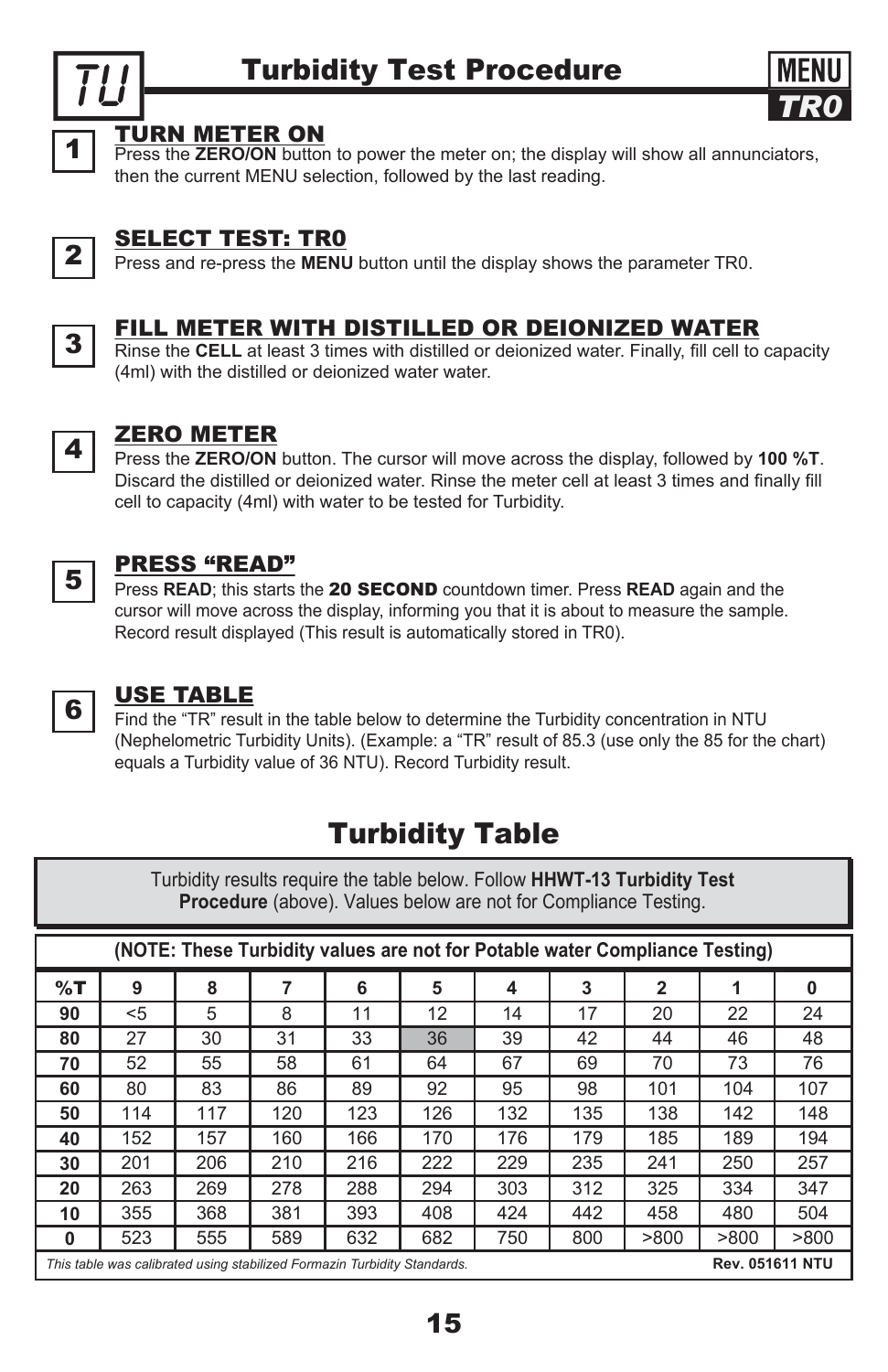# TU Turbidity Test Procedure

MENU **TR0**

## 1 TURN METER ON

Press the **ZERO/ON** button to power the meter on; the display will show all annunciators, then the current MENU selection, followed by the last reading.

## 2 SELECT TEST: TR0

Press and re-press the **MENU** button until the display shows the parameter TR0.

## 3 FILL METER WITH DISTILLED OR DEIONIZED WATER

Rinse the **CELL** at least 3 times with distilled or deionized water. Finally, fill cell to capacity (4ml) with the distilled or deionized water water.

## 4 ZERO METER

Press the **ZERO/ON** button. The cursor will move across the display, followed by **100 %T**. Discard the distilled or deionized water. Rinse the meter cell at least 3 times and finally fill cell to capacity (4ml) with water to be tested for Turbidity.

## 5 PRESS "READ"

Press **READ**; this starts the **20 SECOND** countdown timer. Press **READ** again and the cursor will move across the display, informing you that it is about to measure the sample. Record result displayed (This result is automatically stored in TR0).

## 6 USE TABLE

Find the "TR" result in the table below to determine the Turbidity concentration in NTU (Nephelometric Turbidity Units). (Example: a "TR" result of 85.3 (use only the 85 for the chart) equals a Turbidity value of 36 NTU). Record Turbidity result.

# Turbidity Table

Turbidity results require the table below. Follow **HHWT-13 Turbidity Test Procedure** (above). Values below are not for Compliance Testing.

**(NOTE: These Turbidity values are not for Potable water Compliance Testing)**

| %T | 9 | 8 | 7 | 6 | 5 | 4 | 3 | 2 | 1 | 0 |
|---|---|---|---|---|---|---|---|---|---|---|
| **90** | <5 | 5 | 8 | 11 | 12 | 14 | 17 | 20 | 22 | 24 |
| **80** | 27 | 30 | 31 | 33 | 36 | 39 | 42 | 44 | 46 | 48 |
| **70** | 52 | 55 | 58 | 61 | 64 | 67 | 69 | 70 | 73 | 76 |
| **60** | 80 | 83 | 86 | 89 | 92 | 95 | 98 | 101 | 104 | 107 |
| **50** | 114 | 117 | 120 | 123 | 126 | 132 | 135 | 138 | 142 | 148 |
| **40** | 152 | 157 | 160 | 166 | 170 | 176 | 179 | 185 | 189 | 194 |
| **30** | 201 | 206 | 210 | 216 | 222 | 229 | 235 | 241 | 250 | 257 |
| **20** | 263 | 269 | 278 | 288 | 294 | 303 | 312 | 325 | 334 | 347 |
| **10** | 355 | 368 | 381 | 393 | 408 | 424 | 442 | 458 | 480 | 504 |
| **0** | 523 | 555 | 589 | 632 | 682 | 750 | 800 | >800 | >800 | >800 |

*This table was calibrated using stabilized Formazin Turbidity Standards.* **Rev. 051611 NTU**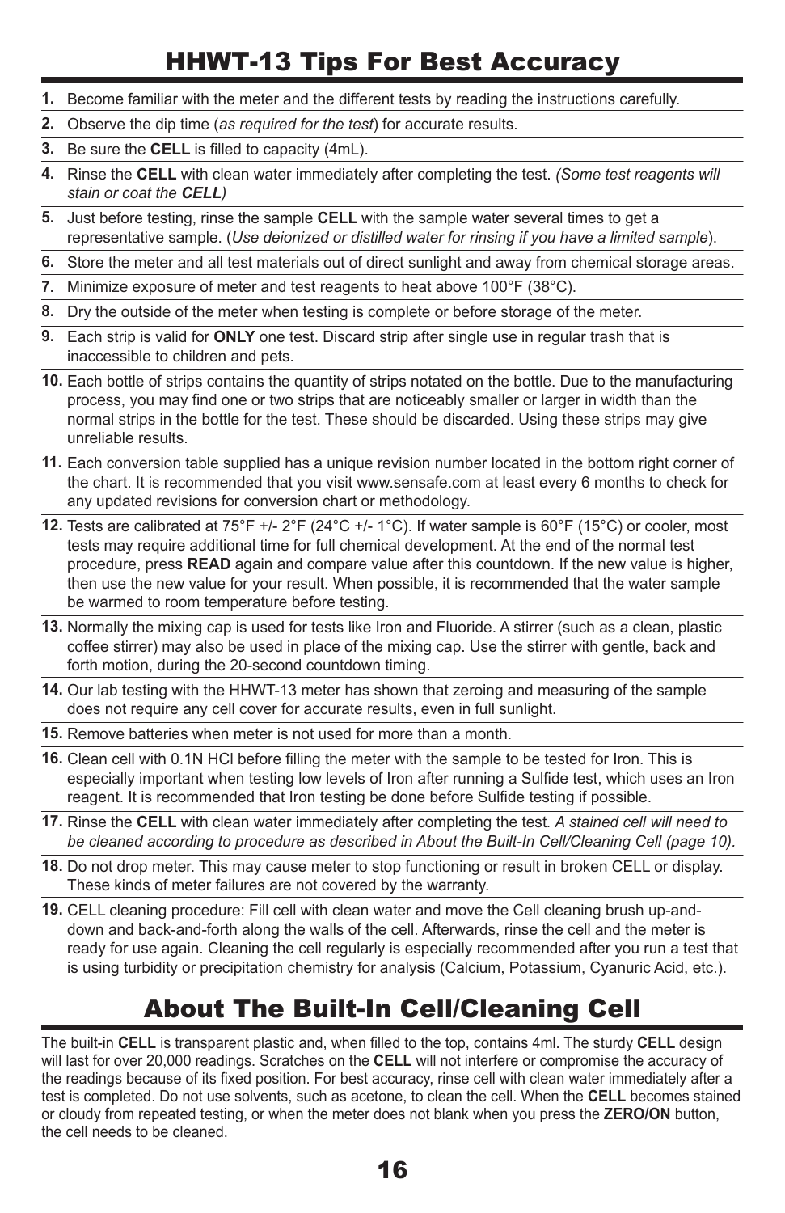# HHWT-13 Tips For Best Accuracy

1. Become familiar with the meter and the different tests by reading the instructions carefully.
2. Observe the dip time (*as required for the test*) for accurate results.
3. Be sure the **CELL** is filled to capacity (4mL).
4. Rinse the **CELL** with clean water immediately after completing the test. *(Some test reagents will stain or coat the **CELL**)*
5. Just before testing, rinse the sample **CELL** with the sample water several times to get a representative sample. (*Use deionized or distilled water for rinsing if you have a limited sample*).
6. Store the meter and all test materials out of direct sunlight and away from chemical storage areas.
7. Minimize exposure of meter and test reagents to heat above 100°F (38°C).
8. Dry the outside of the meter when testing is complete or before storage of the meter.
9. Each strip is valid for **ONLY** one test. Discard strip after single use in regular trash that is inaccessible to children and pets.
10. Each bottle of strips contains the quantity of strips notated on the bottle. Due to the manufacturing process, you may find one or two strips that are noticeably smaller or larger in width than the normal strips in the bottle for the test. These should be discarded. Using these strips may give unreliable results.
11. Each conversion table supplied has a unique revision number located in the bottom right corner of the chart. It is recommended that you visit www.sensafe.com at least every 6 months to check for any updated revisions for conversion chart or methodology.
12. Tests are calibrated at 75°F +/- 2°F (24°C +/- 1°C). If water sample is 60°F (15°C) or cooler, most tests may require additional time for full chemical development. At the end of the normal test procedure, press **READ** again and compare value after this countdown. If the new value is higher, then use the new value for your result. When possible, it is recommended that the water sample be warmed to room temperature before testing.
13. Normally the mixing cap is used for tests like Iron and Fluoride. A stirrer (such as a clean, plastic coffee stirrer) may also be used in place of the mixing cap. Use the stirrer with gentle, back and forth motion, during the 20-second countdown timing.
14. Our lab testing with the HHWT-13 meter has shown that zeroing and measuring of the sample does not require any cell cover for accurate results, even in full sunlight.
15. Remove batteries when meter is not used for more than a month.
16. Clean cell with 0.1N HCl before filling the meter with the sample to be tested for Iron. This is especially important when testing low levels of Iron after running a Sulfide test, which uses an Iron reagent. It is recommended that Iron testing be done before Sulfide testing if possible.
17. Rinse the **CELL** with clean water immediately after completing the test. *A stained cell will need to be cleaned according to procedure as described in About the Built-In Cell/Cleaning Cell (page 10).*
18. Do not drop meter. This may cause meter to stop functioning or result in broken CELL or display. These kinds of meter failures are not covered by the warranty.
19. CELL cleaning procedure: Fill cell with clean water and move the Cell cleaning brush up-and-down and back-and-forth along the walls of the cell. Afterwards, rinse the cell and the meter is ready for use again. Cleaning the cell regularly is especially recommended after you run a test that is using turbidity or precipitation chemistry for analysis (Calcium, Potassium, Cyanuric Acid, etc.).

# About The Built-In Cell/Cleaning Cell

The built-in **CELL** is transparent plastic and, when filled to the top, contains 4ml. The sturdy **CELL** design will last for over 20,000 readings. Scratches on the **CELL** will not interfere or compromise the accuracy of the readings because of its fixed position. For best accuracy, rinse cell with clean water immediately after a test is completed. Do not use solvents, such as acetone, to clean the cell. When the **CELL** becomes stained or cloudy from repeated testing, or when the meter does not blank when you press the **ZERO/ON** button, the cell needs to be cleaned.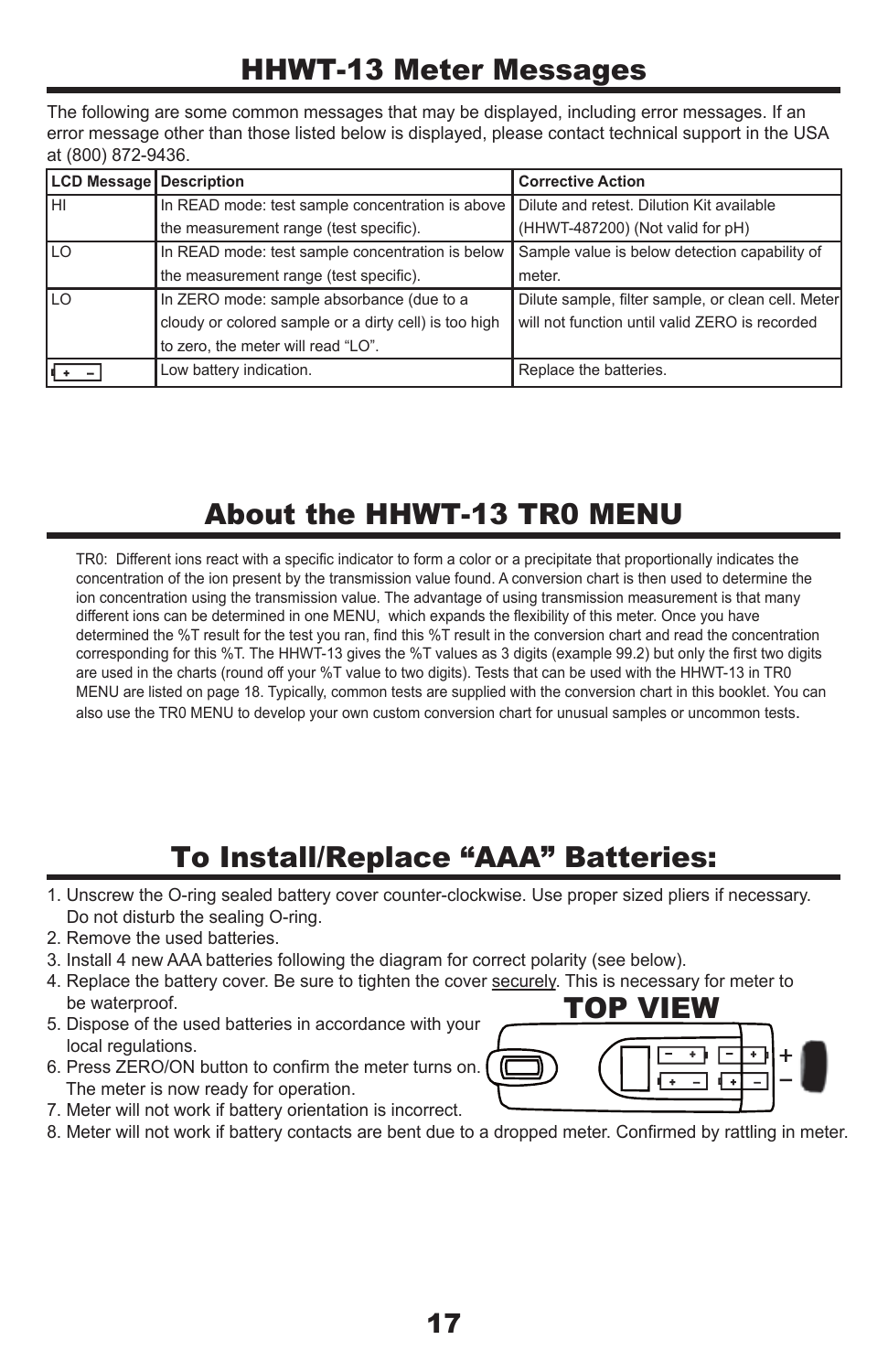# HHWT-13 Meter Messages

The following are some common messages that may be displayed, including error messages. If an error message other than those listed below is displayed, please contact technical support in the USA at (800) 872-9436.

| LCD Message | Description | Corrective Action |
|---|---|---|
| HI | In READ mode: test sample concentration is above the measurement range (test specific). | Dilute and retest. Dilution Kit available (HHWT-487200) (Not valid for pH) |
| LO | In READ mode: test sample concentration is below the measurement range (test specific). | Sample value is below detection capability of meter. |
| LO | In ZERO mode: sample absorbance (due to a cloudy or colored sample or a dirty cell) is too high to zero, the meter will read "LO". | Dilute sample, filter sample, or clean cell. Meter will not function until valid ZERO is recorded |
| [+ –] | Low battery indication. | Replace the batteries. |

# About the HHWT-13 TR0 MENU

TR0: Different ions react with a specific indicator to form a color or a precipitate that proportionally indicates the concentration of the ion present by the transmission value found. A conversion chart is then used to determine the ion concentration using the transmission value. The advantage of using transmission measurement is that many different ions can be determined in one MENU, which expands the flexibility of this meter. Once you have determined the %T result for the test you ran, find this %T result in the conversion chart and read the concentration corresponding for this %T. The HHWT-13 gives the %T values as 3 digits (example 99.2) but only the first two digits are used in the charts (round off your %T value to two digits). Tests that can be used with the HHWT-13 in TR0 MENU are listed on page 18. Typically, common tests are supplied with the conversion chart in this booklet. You can also use the TR0 MENU to develop your own custom conversion chart for unusual samples or uncommon tests.

# To Install/Replace "AAA" Batteries:

1. Unscrew the O-ring sealed battery cover counter-clockwise. Use proper sized pliers if necessary. Do not disturb the sealing O-ring.
2. Remove the used batteries.
3. Install 4 new AAA batteries following the diagram for correct polarity (see below).
4. Replace the battery cover. Be sure to tighten the cover securely. This is necessary for meter to be waterproof.
5. Dispose of the used batteries in accordance with your local regulations.
6. Press ZERO/ON button to confirm the meter turns on. The meter is now ready for operation.
7. Meter will not work if battery orientation is incorrect.
8. Meter will not work if battery contacts are bent due to a dropped meter. Confirmed by rattling in meter.

## TOP VIEW

– + – +
+ – + –
+
–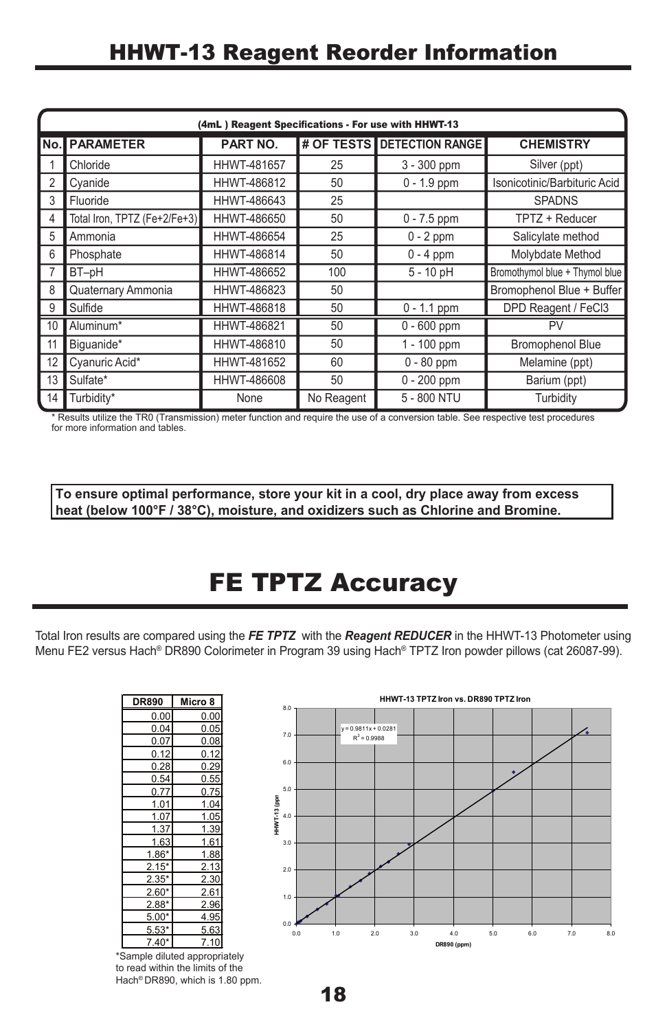# HHWT-13 Reagent Reorder Information

| (4mL ) Reagent Specifications - For use with HHWT-13 | | | | | |
|---|---|---|---|---|---|
| **No.** | **PARAMETER** | **PART NO.** | **# OF TESTS** | **DETECTION RANGE** | **CHEMISTRY** |
| 1 | Chloride | HHWT-481657 | 25 | 3 - 300 ppm | Silver (ppt) |
| 2 | Cyanide | HHWT-486812 | 50 | 0 - 1.9 ppm | Isonicotinic/Barbituric Acid |
| 3 | Fluoride | HHWT-486643 | 25 | | SPADNS |
| 4 | Total Iron, TPTZ (Fe+2/Fe+3) | HHWT-486650 | 50 | 0 - 7.5 ppm | TPTZ + Reducer |
| 5 | Ammonia | HHWT-486654 | 25 | 0 - 2 ppm | Salicylate method |
| 6 | Phosphate | HHWT-486814 | 50 | 0 - 4 ppm | Molybdate Method |
| 7 | BT–pH | HHWT-486652 | 100 | 5 - 10 pH | Bromothymol blue + Thymol blue |
| 8 | Quaternary Ammonia | HHWT-486823 | 50 | | Bromophenol Blue + Buffer |
| 9 | Sulfide | HHWT-486818 | 50 | 0 - 1.1 ppm | DPD Reagent / FeCl3 |
| 10 | Aluminum* | HHWT-486821 | 50 | 0 - 600 ppm | PV |
| 11 | Biguanide* | HHWT-486810 | 50 | 1 - 100 ppm | Bromophenol Blue |
| 12 | Cyanuric Acid* | HHWT-481652 | 60 | 0 - 80 ppm | Melamine (ppt) |
| 13 | Sulfate* | HHWT-486608 | 50 | 0 - 200 ppm | Barium (ppt) |
| 14 | Turbidity* | None | No Reagent | 5 - 800 NTU | Turbidity |

* Results utilize the TR0 (Transmission) meter function and require the use of a conversion table. See respective test procedures for more information and tables.

**To ensure optimal performance, store your kit in a cool, dry place away from excess heat (below 100°F / 38°C), moisture, and oxidizers such as Chlorine and Bromine.**

# FE TPTZ Accuracy

Total Iron results are compared using the ***FE TPTZ*** with the ***Reagent REDUCER*** in the HHWT-13 Photometer using Menu FE2 versus Hach® DR890 Colorimeter in Program 39 using Hach® TPTZ Iron powder pillows (cat 26087-99).

| DR890 | Micro 8 |
|---|---|
| 0.00 | 0.00 |
| 0.04 | 0.05 |
| 0.07 | 0.08 |
| 0.12 | 0.12 |
| 0.28 | 0.29 |
| 0.54 | 0.55 |
| 0.77 | 0.75 |
| 1.01 | 1.04 |
| 1.07 | 1.05 |
| 1.37 | 1.39 |
| 1.63 | 1.61 |
| 1.86* | 1.88 |
| 2.15* | 2.13 |
| 2.35* | 2.30 |
| 2.60* | 2.61 |
| 2.88* | 2.96 |
| 5.00* | 4.95 |
| 5.53* | 5.63 |
| 7.40* | 7.10 |

*Sample diluted appropriately to read within the limits of the Hach® DR890, which is 1.80 ppm.

HHWT-13 TPTZ Iron vs. DR890 TPTZ Iron

y = 0.9811x + 0.0281
$R^2$ = 0.9988

HHWT-13 (ppm)

DR890 (ppm)

0.0 1.0 2.0 3.0 4.0 5.0 6.0 7.0 8.0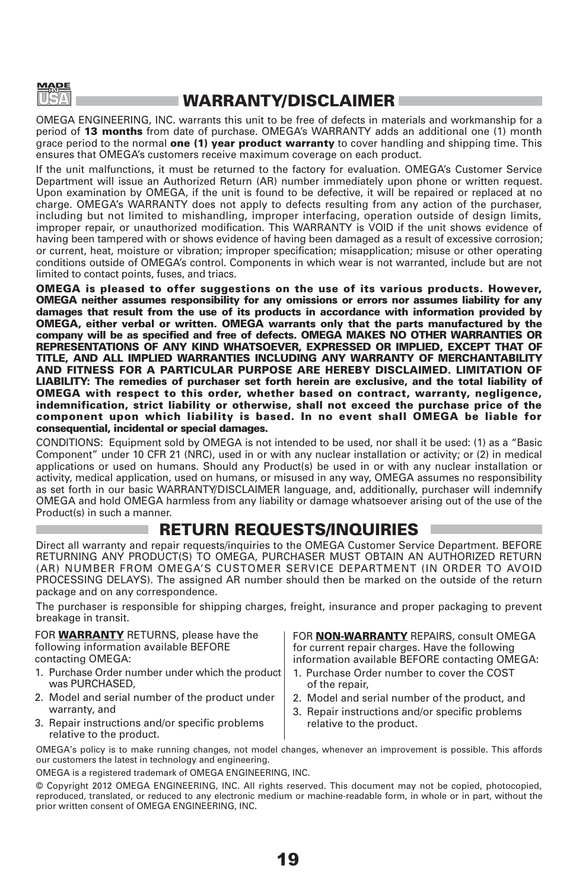## WARRANTY/DISCLAIMER

OMEGA ENGINEERING, INC. warrants this unit to be free of defects in materials and workmanship for a period of **13 months** from date of purchase. OMEGA's WARRANTY adds an additional one (1) month grace period to the normal **one (1) year product warranty** to cover handling and shipping time. This ensures that OMEGA's customers receive maximum coverage on each product.

If the unit malfunctions, it must be returned to the factory for evaluation. OMEGA's Customer Service Department will issue an Authorized Return (AR) number immediately upon phone or written request. Upon examination by OMEGA, if the unit is found to be defective, it will be repaired or replaced at no charge. OMEGA's WARRANTY does not apply to defects resulting from any action of the purchaser, including but not limited to mishandling, improper interfacing, operation outside of design limits, improper repair, or unauthorized modification. This WARRANTY is VOID if the unit shows evidence of having been tampered with or shows evidence of having been damaged as a result of excessive corrosion; or current, heat, moisture or vibration; improper specification; misapplication; misuse or other operating conditions outside of OMEGA's control. Components in which wear is not warranted, include but are not limited to contact points, fuses, and triacs.

**OMEGA is pleased to offer suggestions on the use of its various products. However, OMEGA neither assumes responsibility for any omissions or errors nor assumes liability for any damages that result from the use of its products in accordance with information provided by OMEGA, either verbal or written. OMEGA warrants only that the parts manufactured by the company will be as specified and free of defects. OMEGA MAKES NO OTHER WARRANTIES OR REPRESENTATIONS OF ANY KIND WHATSOEVER, EXPRESSED OR IMPLIED, EXCEPT THAT OF TITLE, AND ALL IMPLIED WARRANTIES INCLUDING ANY WARRANTY OF MERCHANTABILITY AND FITNESS FOR A PARTICULAR PURPOSE ARE HEREBY DISCLAIMED. LIMITATION OF LIABILITY: The remedies of purchaser set forth herein are exclusive, and the total liability of OMEGA with respect to this order, whether based on contract, warranty, negligence, indemnification, strict liability or otherwise, shall not exceed the purchase price of the component upon which liability is based. In no event shall OMEGA be liable for consequential, incidental or special damages.**

CONDITIONS: Equipment sold by OMEGA is not intended to be used, nor shall it be used: (1) as a "Basic Component" under 10 CFR 21 (NRC), used in or with any nuclear installation or activity; or (2) in medical applications or used on humans. Should any Product(s) be used in or with any nuclear installation or activity, medical application, used on humans, or misused in any way, OMEGA assumes no responsibility as set forth in our basic WARRANTY/DISCLAIMER language, and, additionally, purchaser will indemnify OMEGA and hold OMEGA harmless from any liability or damage whatsoever arising out of the use of the Product(s) in such a manner.

## RETURN REQUESTS/INQUIRIES

Direct all warranty and repair requests/inquiries to the OMEGA Customer Service Department. BEFORE RETURNING ANY PRODUCT(S) TO OMEGA, PURCHASER MUST OBTAIN AN AUTHORIZED RETURN (AR) NUMBER FROM OMEGA'S CUSTOMER SERVICE DEPARTMENT (IN ORDER TO AVOID PROCESSING DELAYS). The assigned AR number should then be marked on the outside of the return package and on any correspondence.

The purchaser is responsible for shipping charges, freight, insurance and proper packaging to prevent breakage in transit.

FOR **WARRANTY** RETURNS, please have the following information available BEFORE contacting OMEGA:

1. Purchase Order number under which the product was PURCHASED,
2. Model and serial number of the product under warranty, and
3. Repair instructions and/or specific problems relative to the product.

FOR **NON-WARRANTY** REPAIRS, consult OMEGA for current repair charges. Have the following information available BEFORE contacting OMEGA:

1. Purchase Order number to cover the COST of the repair,
2. Model and serial number of the product, and
3. Repair instructions and/or specific problems relative to the product.

OMEGA's policy is to make running changes, not model changes, whenever an improvement is possible. This affords our customers the latest in technology and engineering.

OMEGA is a registered trademark of OMEGA ENGINEERING, INC.

© Copyright 2012 OMEGA ENGINEERING, INC. All rights reserved. This document may not be copied, photocopied, reproduced, translated, or reduced to any electronic medium or machine-readable form, in whole or in part, without the prior written consent of OMEGA ENGINEERING, INC.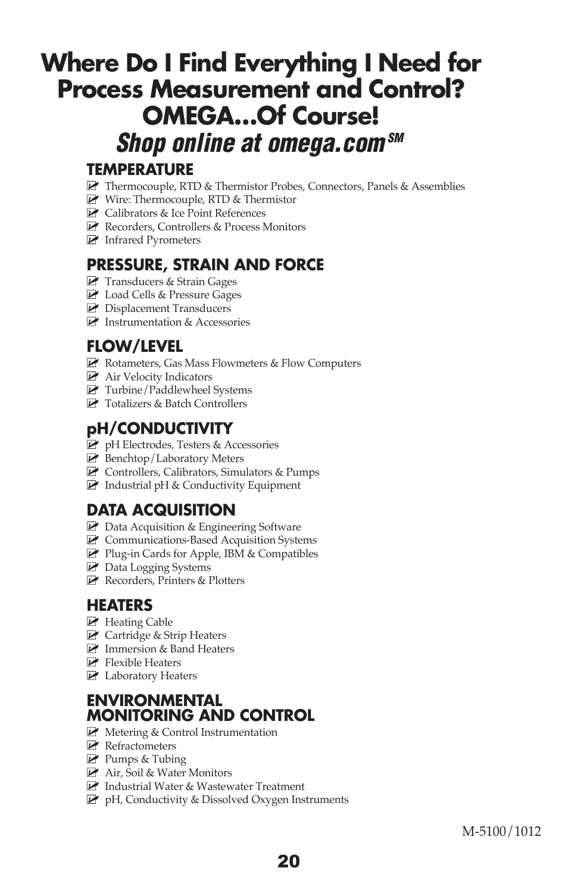# Where Do I Find Everything I Need for Process Measurement and Control? OMEGA...Of Course!

## *Shop online at omega.com*℠

### TEMPERATURE

- ☑ Thermocouple, RTD & Thermistor Probes, Connectors, Panels & Assemblies
- ☑ Wire: Thermocouple, RTD & Thermistor
- ☑ Calibrators & Ice Point References
- ☑ Recorders, Controllers & Process Monitors
- ☑ Infrared Pyrometers

### PRESSURE, STRAIN AND FORCE

- ☑ Transducers & Strain Gages
- ☑ Load Cells & Pressure Gages
- ☑ Displacement Transducers
- ☑ Instrumentation & Accessories

### FLOW/LEVEL

- ☑ Rotameters, Gas Mass Flowmeters & Flow Computers
- ☑ Air Velocity Indicators
- ☑ Turbine/Paddlewheel Systems
- ☑ Totalizers & Batch Controllers

### pH/CONDUCTIVITY

- ☑ pH Electrodes, Testers & Accessories
- ☑ Benchtop/Laboratory Meters
- ☑ Controllers, Calibrators, Simulators & Pumps
- ☑ Industrial pH & Conductivity Equipment

### DATA ACQUISITION

- ☑ Data Acquisition & Engineering Software
- ☑ Communications-Based Acquisition Systems
- ☑ Plug-in Cards for Apple, IBM & Compatibles
- ☑ Data Logging Systems
- ☑ Recorders, Printers & Plotters

### HEATERS

- ☑ Heating Cable
- ☑ Cartridge & Strip Heaters
- ☑ Immersion & Band Heaters
- ☑ Flexible Heaters
- ☑ Laboratory Heaters

### ENVIRONMENTAL MONITORING AND CONTROL

- ☑ Metering & Control Instrumentation
- ☑ Refractometers
- ☑ Pumps & Tubing
- ☑ Air, Soil & Water Monitors
- ☑ Industrial Water & Wastewater Treatment
- ☑ pH, Conductivity & Dissolved Oxygen Instruments

M-5100/1012